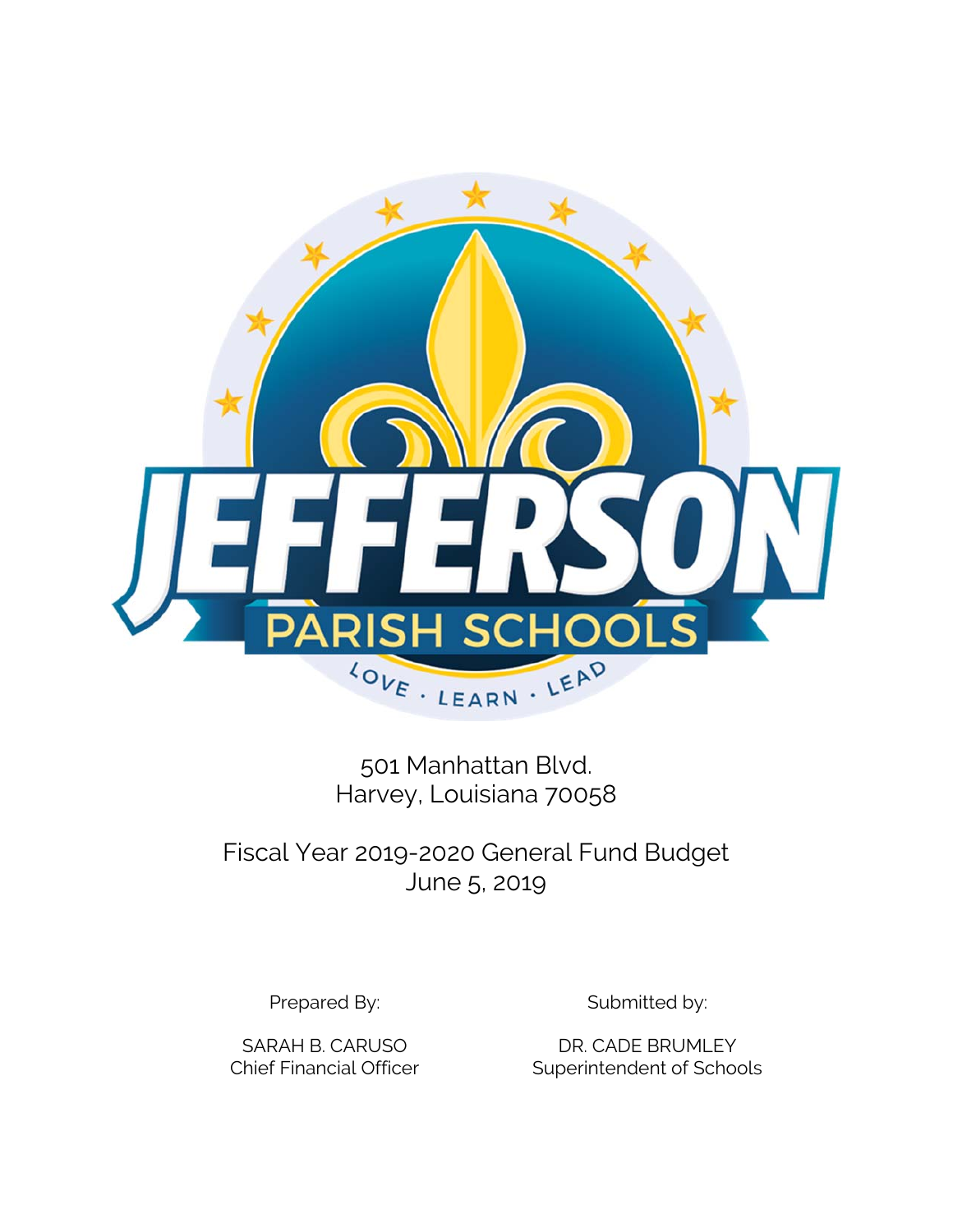JEFFERSON

PARISH SCHOOLS

LOVE · LEARN · LEAD

501 Manhattan Blvd.
Harvey, Louisiana 70058

# Fiscal Year 2019-2020 General Fund Budget

June 5, 2019

Prepared By:

SARAH B. CARUSO
Chief Financial Officer

Submitted by:

DR. CADE BRUMLEY
Superintendent of Schools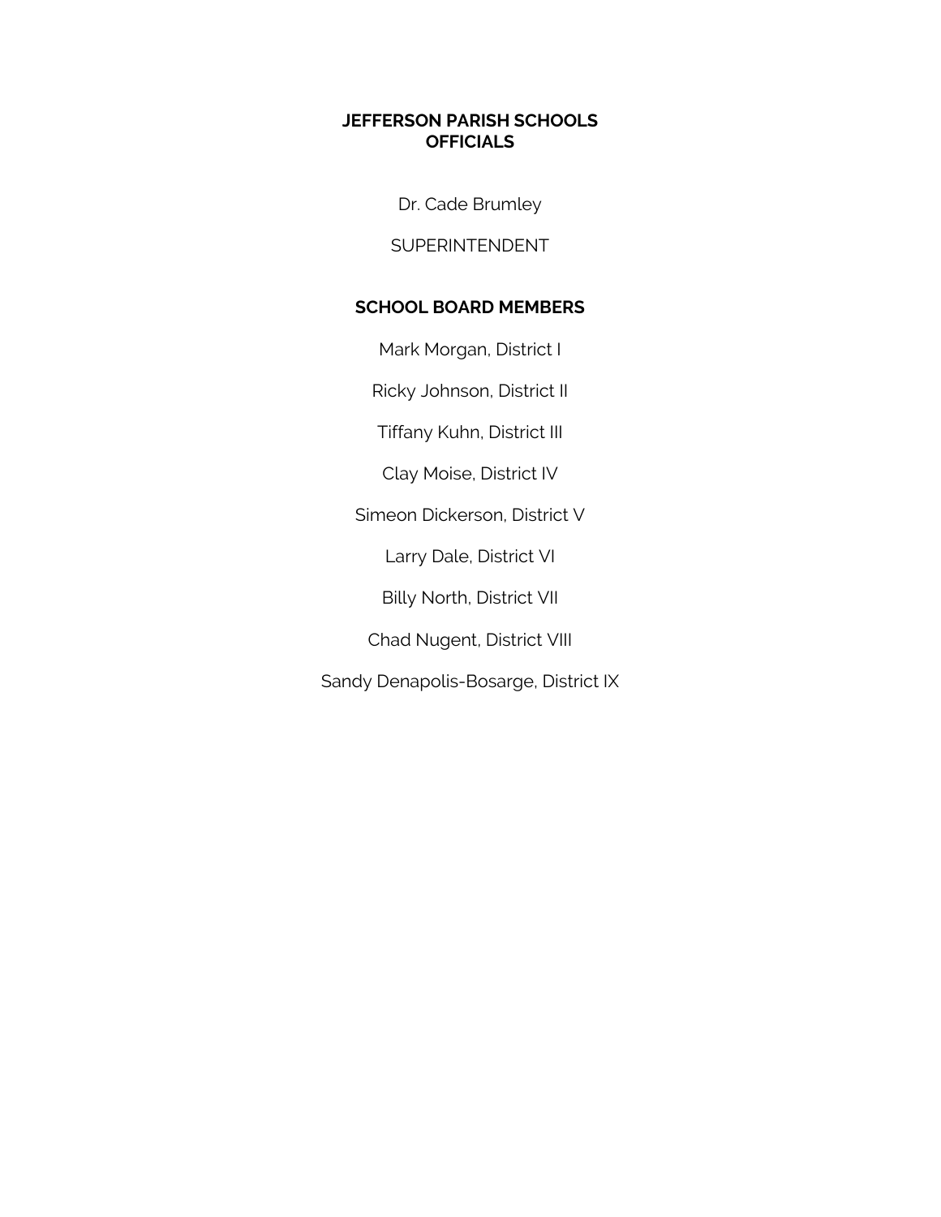# JEFFERSON PARISH SCHOOLS OFFICIALS

Dr. Cade Brumley

SUPERINTENDENT

## SCHOOL BOARD MEMBERS

Mark Morgan, District I

Ricky Johnson, District II

Tiffany Kuhn, District III

Clay Moise, District IV

Simeon Dickerson, District V

Larry Dale, District VI

Billy North, District VII

Chad Nugent, District VIII

Sandy Denapolis-Bosarge, District IX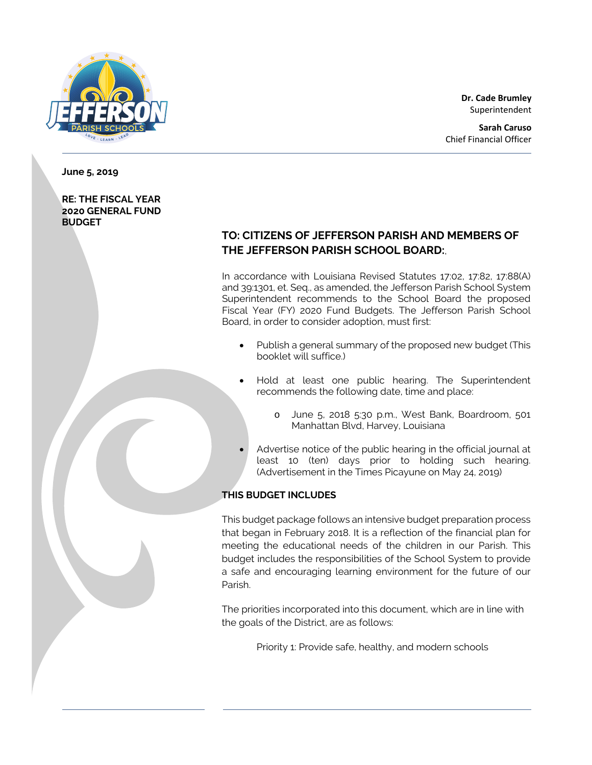Dr. Cade Brumley
Superintendent

Sarah Caruso
Chief Financial Officer

**June 5, 2019**

**RE: THE FISCAL YEAR 2020 GENERAL FUND BUDGET**

## TO: CITIZENS OF JEFFERSON PARISH AND MEMBERS OF THE JEFFERSON PARISH SCHOOL BOARD:,

In accordance with Louisiana Revised Statutes 17:02, 17:82, 17:88(A) and 39:1301, et. Seq., as amended, the Jefferson Parish School System Superintendent recommends to the School Board the proposed Fiscal Year (FY) 2020 Fund Budgets. The Jefferson Parish School Board, in order to consider adoption, must first:

- Publish a general summary of the proposed new budget (This booklet will suffice.)
- Hold at least one public hearing. The Superintendent recommends the following date, time and place:
  - June 5, 2018 5:30 p.m., West Bank, Boardroom, 501 Manhattan Blvd, Harvey, Louisiana
- Advertise notice of the public hearing in the official journal at least 10 (ten) days prior to holding such hearing. (Advertisement in the Times Picayune on May 24, 2019)

**THIS BUDGET INCLUDES**

This budget package follows an intensive budget preparation process that began in February 2018. It is a reflection of the financial plan for meeting the educational needs of the children in our Parish. This budget includes the responsibilities of the School System to provide a safe and encouraging learning environment for the future of our Parish.

The priorities incorporated into this document, which are in line with the goals of the District, are as follows:

Priority 1: Provide safe, healthy, and modern schools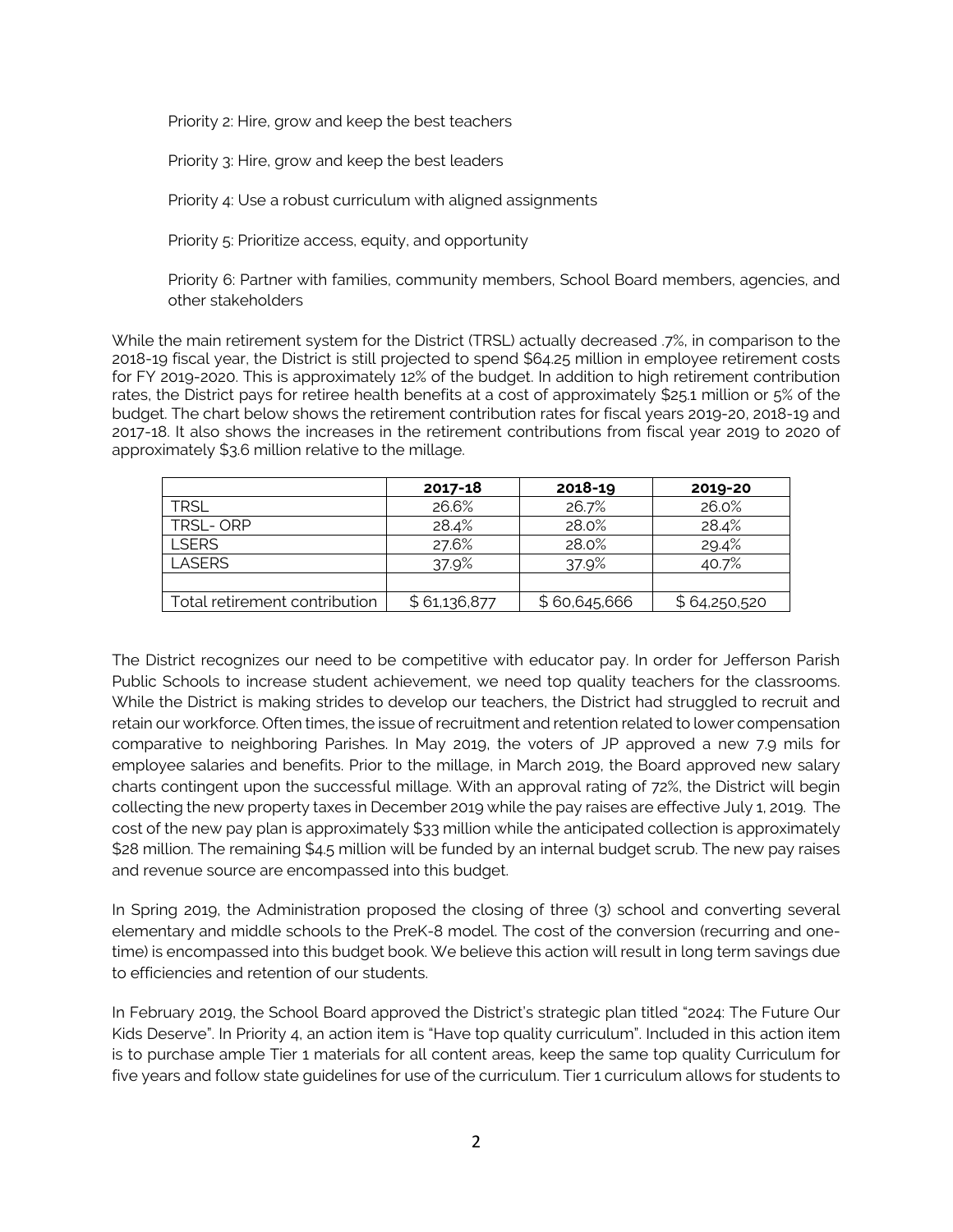Priority 2: Hire, grow and keep the best teachers

Priority 3: Hire, grow and keep the best leaders

Priority 4: Use a robust curriculum with aligned assignments

Priority 5: Prioritize access, equity, and opportunity

Priority 6: Partner with families, community members, School Board members, agencies, and other stakeholders

While the main retirement system for the District (TRSL) actually decreased .7%, in comparison to the 2018-19 fiscal year, the District is still projected to spend $64.25 million in employee retirement costs for FY 2019-2020. This is approximately 12% of the budget. In addition to high retirement contribution rates, the District pays for retiree health benefits at a cost of approximately $25.1 million or 5% of the budget. The chart below shows the retirement contribution rates for fiscal years 2019-20, 2018-19 and 2017-18. It also shows the increases in the retirement contributions from fiscal year 2019 to 2020 of approximately $3.6 million relative to the millage.

| | 2017-18 | 2018-19 | 2019-20 |
|---|---|---|---|
| TRSL | 26.6% | 26.7% | 26.0% |
| TRSL- ORP | 28.4% | 28.0% | 28.4% |
| LSERS | 27.6% | 28.0% | 29.4% |
| LASERS | 37.9% | 37.9% | 40.7% |
| | | | |
| Total retirement contribution | $ 61,136,877 | $ 60,645,666 | $ 64,250,520 |

The District recognizes our need to be competitive with educator pay. In order for Jefferson Parish Public Schools to increase student achievement, we need top quality teachers for the classrooms. While the District is making strides to develop our teachers, the District had struggled to recruit and retain our workforce. Often times, the issue of recruitment and retention related to lower compensation comparative to neighboring Parishes. In May 2019, the voters of JP approved a new 7.9 mils for employee salaries and benefits. Prior to the millage, in March 2019, the Board approved new salary charts contingent upon the successful millage. With an approval rating of 72%, the District will begin collecting the new property taxes in December 2019 while the pay raises are effective July 1, 2019. The cost of the new pay plan is approximately $33 million while the anticipated collection is approximately $28 million. The remaining $4.5 million will be funded by an internal budget scrub. The new pay raises and revenue source are encompassed into this budget.

In Spring 2019, the Administration proposed the closing of three (3) school and converting several elementary and middle schools to the PreK-8 model. The cost of the conversion (recurring and one-time) is encompassed into this budget book. We believe this action will result in long term savings due to efficiencies and retention of our students.

In February 2019, the School Board approved the District's strategic plan titled "2024: The Future Our Kids Deserve". In Priority 4, an action item is "Have top quality curriculum". Included in this action item is to purchase ample Tier 1 materials for all content areas, keep the same top quality Curriculum for five years and follow state guidelines for use of the curriculum. Tier 1 curriculum allows for students to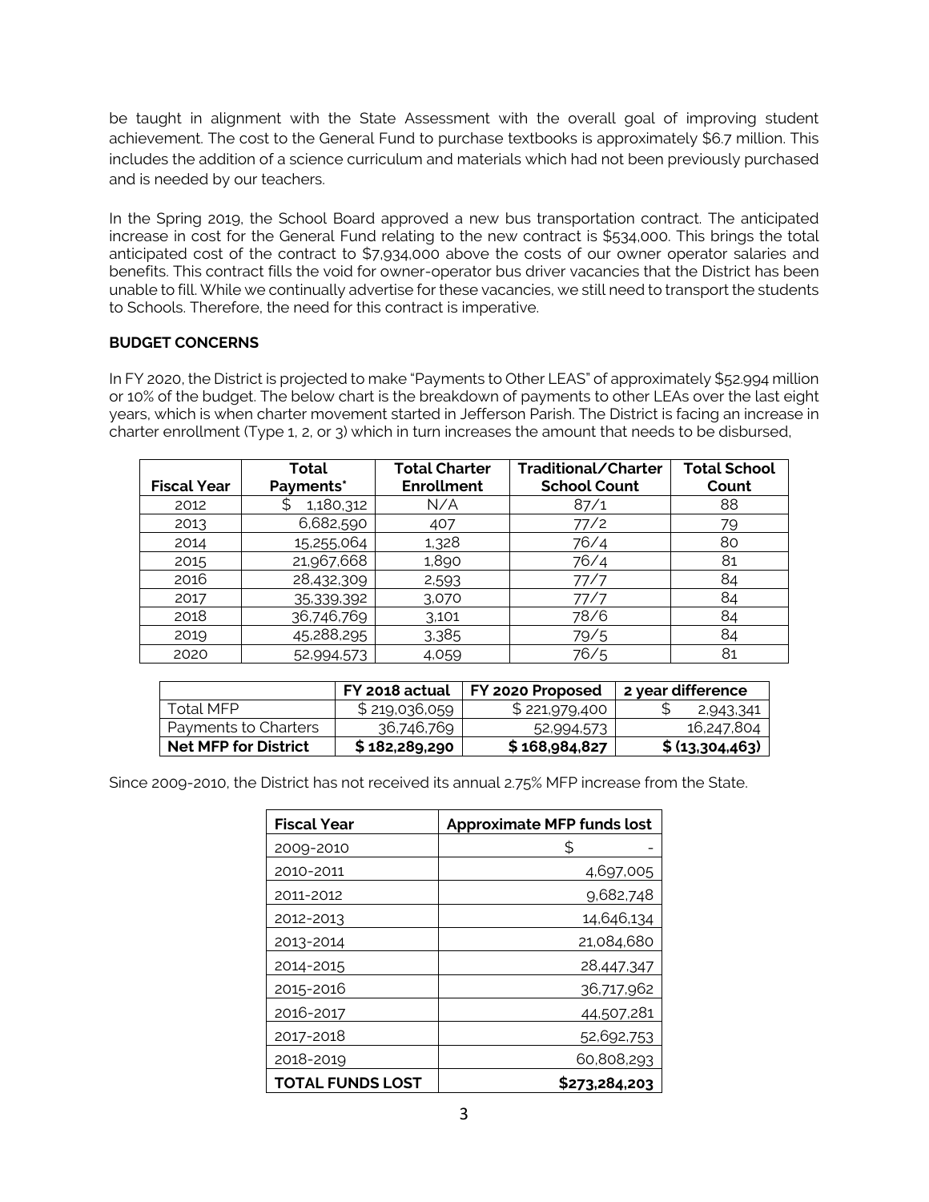be taught in alignment with the State Assessment with the overall goal of improving student achievement. The cost to the General Fund to purchase textbooks is approximately $6.7 million. This includes the addition of a science curriculum and materials which had not been previously purchased and is needed by our teachers.

In the Spring 2019, the School Board approved a new bus transportation contract. The anticipated increase in cost for the General Fund relating to the new contract is $534,000. This brings the total anticipated cost of the contract to $7,934,000 above the costs of our owner operator salaries and benefits. This contract fills the void for owner-operator bus driver vacancies that the District has been unable to fill. While we continually advertise for these vacancies, we still need to transport the students to Schools. Therefore, the need for this contract is imperative.

**BUDGET CONCERNS**

In FY 2020, the District is projected to make "Payments to Other LEAS" of approximately $52.994 million or 10% of the budget. The below chart is the breakdown of payments to other LEAs over the last eight years, which is when charter movement started in Jefferson Parish. The District is facing an increase in charter enrollment (Type 1, 2, or 3) which in turn increases the amount that needs to be disbursed,

| Fiscal Year | Total Payments* | Total Charter Enrollment | Traditional/Charter School Count | Total School Count |
|---|---|---|---|---|
| 2012 | $ 1,180,312 | N/A | 87/1 | 88 |
| 2013 | 6,682,590 | 407 | 77/2 | 79 |
| 2014 | 15,255,064 | 1,328 | 76/4 | 80 |
| 2015 | 21,967,668 | 1,890 | 76/4 | 81 |
| 2016 | 28,432,309 | 2,593 | 77/7 | 84 |
| 2017 | 35,339,392 | 3,070 | 77/7 | 84 |
| 2018 | 36,746,769 | 3,101 | 78/6 | 84 |
| 2019 | 45,288,295 | 3,385 | 79/5 | 84 |
| 2020 | 52,994,573 | 4,059 | 76/5 | 81 |

| | FY 2018 actual | FY 2020 Proposed | 2 year difference |
|---|---|---|---|
| Total MFP | $ 219,036,059 | $ 221,979,400 | $ 2,943,341 |
| Payments to Charters | 36,746,769 | 52,994,573 | 16,247,804 |
| **Net MFP for District** | **$ 182,289,290** | **$ 168,984,827** | **$ (13,304,463)** |

Since 2009-2010, the District has not received its annual 2.75% MFP increase from the State.

| Fiscal Year | Approximate MFP funds lost |
|---|---|
| 2009-2010 | $ - |
| 2010-2011 | 4,697,005 |
| 2011-2012 | 9,682,748 |
| 2012-2013 | 14,646,134 |
| 2013-2014 | 21,084,680 |
| 2014-2015 | 28,447,347 |
| 2015-2016 | 36,717,962 |
| 2016-2017 | 44,507,281 |
| 2017-2018 | 52,692,753 |
| 2018-2019 | 60,808,293 |
| **TOTAL FUNDS LOST** | **$273,284,203** |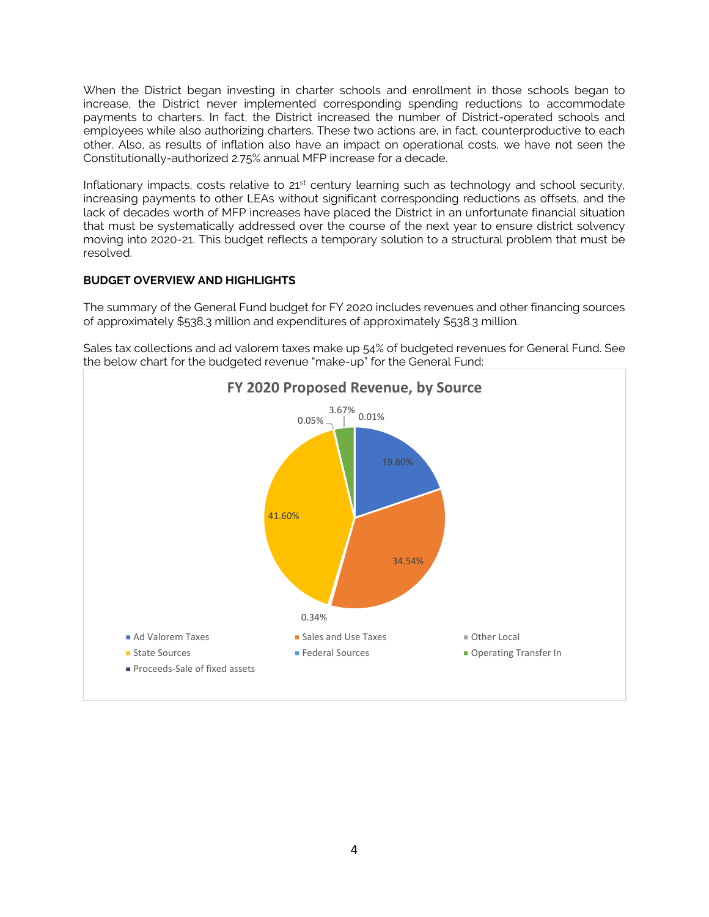When the District began investing in charter schools and enrollment in those schools began to increase, the District never implemented corresponding spending reductions to accommodate payments to charters. In fact, the District increased the number of District-operated schools and employees while also authorizing charters. These two actions are, in fact, counterproductive to each other. Also, as results of inflation also have an impact on operational costs, we have not seen the Constitutionally-authorized 2.75% annual MFP increase for a decade.

Inflationary impacts, costs relative to 21st century learning such as technology and school security, increasing payments to other LEAs without significant corresponding reductions as offsets, and the lack of decades worth of MFP increases have placed the District in an unfortunate financial situation that must be systematically addressed over the course of the next year to ensure district solvency moving into 2020-21. This budget reflects a temporary solution to a structural problem that must be resolved.

**BUDGET OVERVIEW AND HIGHLIGHTS**

The summary of the General Fund budget for FY 2020 includes revenues and other financing sources of approximately $538.3 million and expenditures of approximately $538.3 million.

Sales tax collections and ad valorem taxes make up 54% of budgeted revenues for General Fund. See the below chart for the budgeted revenue "make-up" for the General Fund:

**FY 2020 Proposed Revenue, by Source**

- Ad Valorem Taxes: 19.80%
- Sales and Use Taxes: 34.54%
- Other Local: 0.34%
- State Sources: 41.60%
- Federal Sources: 0.05%
- Operating Transfer In: 3.67%
- Proceeds-Sale of fixed assets: 0.01%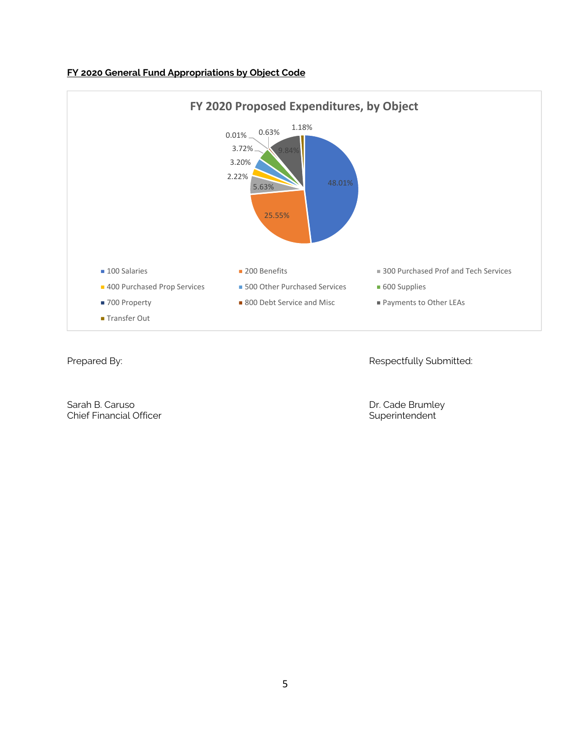**FY 2020 General Fund Appropriations by Object Code**

**FY 2020 Proposed Expenditures, by Object**

| Object | Percent |
|---|---|
| 100 Salaries | 48.01% |
| 200 Benefits | 25.55% |
| 300 Purchased Prof and Tech Services | 5.63% |
| 400 Purchased Prop Services | 2.22% |
| 500 Other Purchased Services | 3.20% |
| 600 Supplies | 3.72% |
| 700 Property | 0.01% |
| 800 Debt Service and Misc | 0.63% |
| Payments to Other LEAs | 9.84% |
| Transfer Out | 1.18% |

Prepared By:

Sarah B. Caruso
Chief Financial Officer

Respectfully Submitted:

Dr. Cade Brumley
Superintendent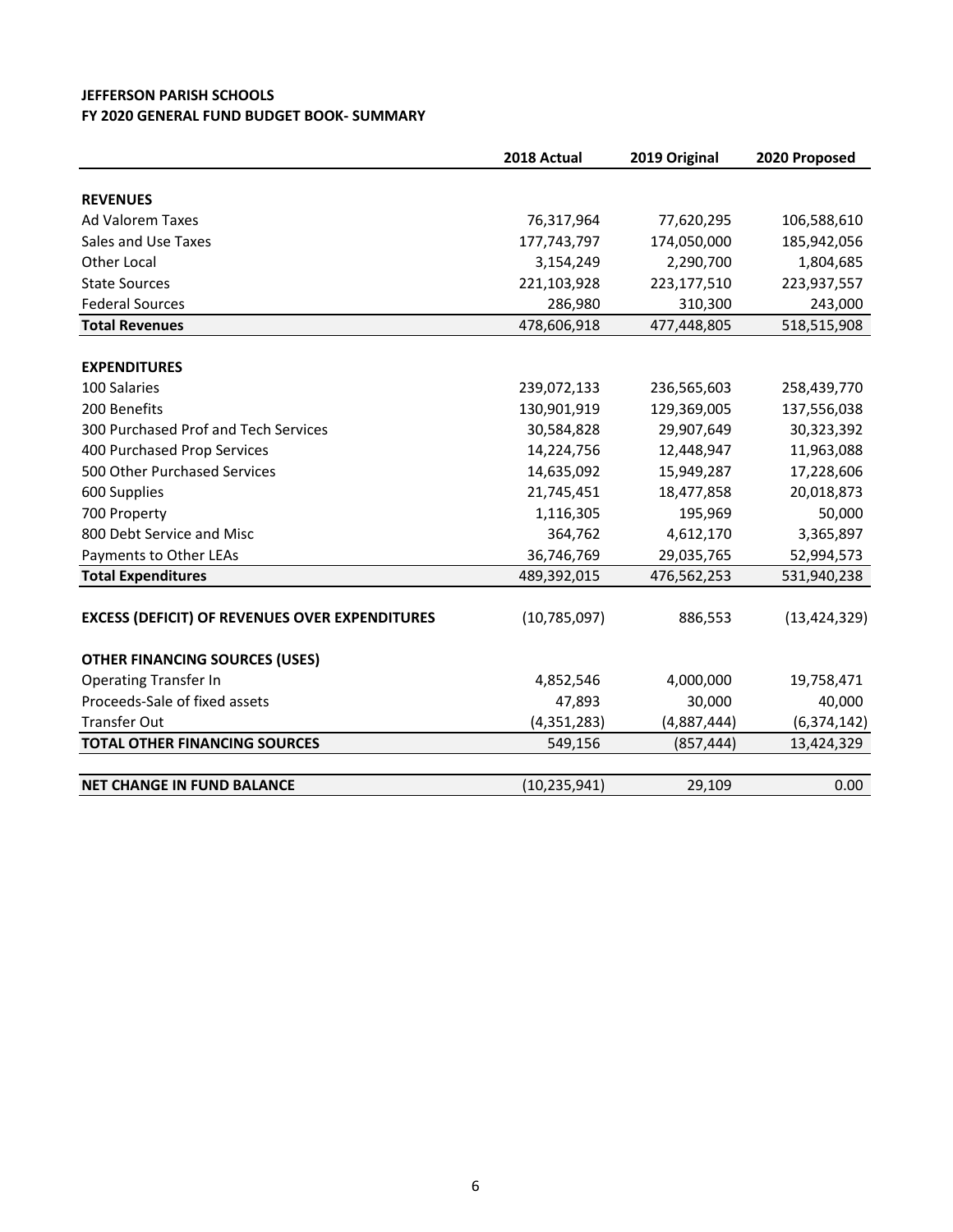**JEFFERSON PARISH SCHOOLS**
**FY 2020 GENERAL FUND BUDGET BOOK- SUMMARY**

| | 2018 Actual | 2019 Original | 2020 Proposed |
|---|---|---|---|
| **REVENUES** | | | |
| Ad Valorem Taxes | 76,317,964 | 77,620,295 | 106,588,610 |
| Sales and Use Taxes | 177,743,797 | 174,050,000 | 185,942,056 |
| Other Local | 3,154,249 | 2,290,700 | 1,804,685 |
| State Sources | 221,103,928 | 223,177,510 | 223,937,557 |
| Federal Sources | 286,980 | 310,300 | 243,000 |
| **Total Revenues** | 478,606,918 | 477,448,805 | 518,515,908 |
| **EXPENDITURES** | | | |
| 100 Salaries | 239,072,133 | 236,565,603 | 258,439,770 |
| 200 Benefits | 130,901,919 | 129,369,005 | 137,556,038 |
| 300 Purchased Prof and Tech Services | 30,584,828 | 29,907,649 | 30,323,392 |
| 400 Purchased Prop Services | 14,224,756 | 12,448,947 | 11,963,088 |
| 500 Other Purchased Services | 14,635,092 | 15,949,287 | 17,228,606 |
| 600 Supplies | 21,745,451 | 18,477,858 | 20,018,873 |
| 700 Property | 1,116,305 | 195,969 | 50,000 |
| 800 Debt Service and Misc | 364,762 | 4,612,170 | 3,365,897 |
| Payments to Other LEAs | 36,746,769 | 29,035,765 | 52,994,573 |
| **Total Expenditures** | 489,392,015 | 476,562,253 | 531,940,238 |
| **EXCESS (DEFICIT) OF REVENUES OVER EXPENDITURES** | (10,785,097) | 886,553 | (13,424,329) |
| **OTHER FINANCING SOURCES (USES)** | | | |
| Operating Transfer In | 4,852,546 | 4,000,000 | 19,758,471 |
| Proceeds-Sale of fixed assets | 47,893 | 30,000 | 40,000 |
| Transfer Out | (4,351,283) | (4,887,444) | (6,374,142) |
| **TOTAL OTHER FINANCING SOURCES** | 549,156 | (857,444) | 13,424,329 |
| **NET CHANGE IN FUND BALANCE** | (10,235,941) | 29,109 | 0.00 |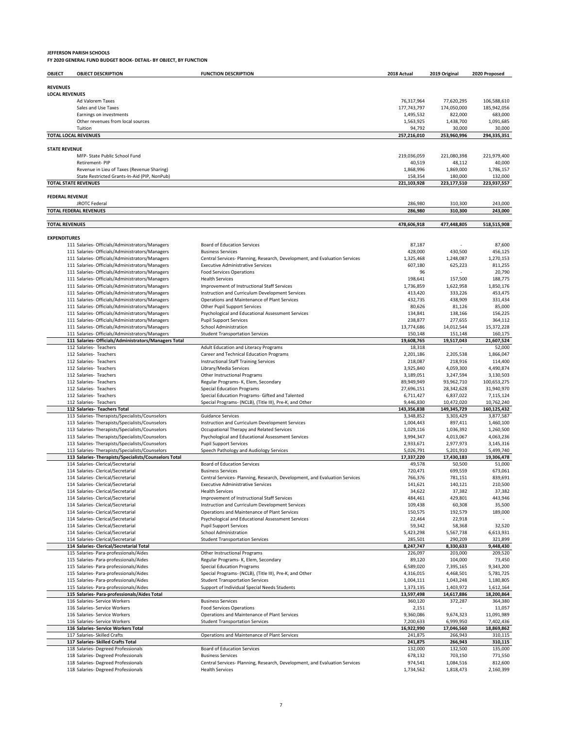**JEFFERSON PARISH SCHOOLS**
**FY 2020 GENERAL FUND BUDGET BOOK- DETAIL- BY OBJECT, BY FUNCTION**

| OBJECT | OBJECT DESCRIPTION | FUNCTION DESCRIPTION | 2018 Actual | 2019 Original | 2020 Proposed |
|---|---|---|---|---|---|
| **REVENUES** | | | | | |
| **LOCAL REVENUES** | | | | | |
| | Ad Valorem Taxes | | 76,317,964 | 77,620,295 | 106,588,610 |
| | Sales and Use Taxes | | 177,743,797 | 174,050,000 | 185,942,056 |
| | Earnings on investments | | 1,495,532 | 822,000 | 683,000 |
| | Other revenues from local sources | | 1,563,925 | 1,438,700 | 1,091,685 |
| | Tuition | | 94,792 | 30,000 | 30,000 |
| **TOTAL LOCAL REVENUES** | | | **257,216,010** | **253,960,996** | **294,335,351** |
| **STATE REVENUE** | | | | | |
| | MFP- State Public School Fund | | 219,036,059 | 221,080,398 | 221,979,400 |
| | Retirement- PIP | | 40,519 | 48,112 | 40,000 |
| | Revenue in Lieu of Taxes (Revenue Sharing) | | 1,868,996 | 1,869,000 | 1,786,157 |
| | State Restricted Grants-In-Aid (PIP, NonPub) | | 158,354 | 180,000 | 132,000 |
| **TOTAL STATE REVENUES** | | | **221,103,928** | **223,177,510** | **223,937,557** |
| **FEDERAL REVENUE** | | | | | |
| | JROTC Federal | | 286,980 | 310,300 | 243,000 |
| **TOTAL FEDERAL REVENUES** | | | **286,980** | **310,300** | **243,000** |
| **TOTAL REVENUES** | | | **478,606,918** | **477,448,805** | **518,515,908** |
| **EXPENDITURES** | | | | | |
| | 111 Salaries- Officials/Administrators/Managers | Board of Education Services | 87,187 | - | 87,600 |
| | 111 Salaries- Officials/Administrators/Managers | Business Services | 428,000 | 430,500 | 456,125 |
| | 111 Salaries- Officials/Administrators/Managers | Central Services- Planning, Research, Development, and Evaluation Services | 1,325,468 | 1,248,087 | 1,270,153 |
| | 111 Salaries- Officials/Administrators/Managers | Executive Administrative Services | 607,180 | 625,223 | 811,255 |
| | 111 Salaries- Officials/Administrators/Managers | Food Services Operations | 96 | - | 20,790 |
| | 111 Salaries- Officials/Administrators/Managers | Health Services | 198,641 | 157,500 | 188,775 |
| | 111 Salaries- Officials/Administrators/Managers | Improvement of Instructional Staff Services | 1,736,859 | 1,622,958 | 1,850,176 |
| | 111 Salaries- Officials/Administrators/Managers | Instruction and Curriculum Development Services | 413,420 | 333,226 | 453,475 |
| | 111 Salaries- Officials/Administrators/Managers | Operations and Maintenance of Plant Services | 432,735 | 438,909 | 331,434 |
| | 111 Salaries- Officials/Administrators/Managers | Other Pupil Support Services | 80,626 | 81,126 | 85,000 |
| | 111 Salaries- Officials/Administrators/Managers | Psychological and Educational Assessment Services | 134,841 | 138,166 | 156,225 |
| | 111 Salaries- Officials/Administrators/Managers | Pupil Support Services | 238,877 | 277,655 | 364,112 |
| | 111 Salaries- Officials/Administrators/Managers | School Administration | 13,774,686 | 14,012,544 | 15,372,228 |
| | 111 Salaries- Officials/Administrators/Managers | Student Transportation Services | 150,148 | 151,148 | 160,175 |
| | **111 Salaries- Officials/Administrators/Managers Total** | | **19,608,765** | **19,517,043** | **21,607,524** |
| | 112 Salaries- Teachers | Adult Education and Literacy Programs | 18,318 | - | 52,000 |
| | 112 Salaries- Teachers | Career and Technical Education Programs | 2,201,186 | 2,205,538 | 1,866,047 |
| | 112 Salaries- Teachers | Instructional Staff Training Services | 218,087 | 218,916 | 114,400 |
| | 112 Salaries- Teachers | Library/Media Services | 3,925,840 | 4,059,300 | 4,490,874 |
| | 112 Salaries- Teachers | Other Instructional Programs | 3,189,051 | 3,247,594 | 3,130,503 |
| | 112 Salaries- Teachers | Regular Programs- K, Elem, Secondary | 89,949,949 | 93,962,710 | 100,653,275 |
| | 112 Salaries- Teachers | Special Education Programs | 27,696,151 | 28,342,628 | 31,940,970 |
| | 112 Salaries- Teachers | Special Education Programs- Gifted and Talented | 6,711,427 | 6,837,022 | 7,115,124 |
| | 112 Salaries- Teachers | Special Programs- (NCLB), (Title III), Pre-K, and Other | 9,446,830 | 10,472,020 | 10,762,240 |
| | **112 Salaries- Teachers Total** | | **143,356,838** | **149,345,729** | **160,125,432** |
| | 113 Salaries- Therapists/Specialists/Counselors | Guidance Services | 3,348,852 | 3,303,429 | 3,877,587 |
| | 113 Salaries- Therapists/Specialists/Counselors | Instruction and Curriculum Development Services | 1,004,443 | 897,411 | 1,460,100 |
| | 113 Salaries- Therapists/Specialists/Counselors | Occupational Therapy and Related Services | 1,029,116 | 1,036,392 | 1,260,500 |
| | 113 Salaries- Therapists/Specialists/Counselors | Psychological and Educational Assessment Services | 3,994,347 | 4,013,067 | 4,063,236 |
| | 113 Salaries- Therapists/Specialists/Counselors | Pupil Support Services | 2,933,671 | 2,977,973 | 3,145,316 |
| | 113 Salaries- Therapists/Specialists/Counselors | Speech Pathology and Audiology Services | 5,026,791 | 5,201,910 | 5,499,740 |
| | **113 Salaries- Therapists/Specialists/Counselors Total** | | **17,337,220** | **17,430,183** | **19,306,478** |
| | 114 Salaries- Clerical/Secretarial | Board of Education Services | 49,578 | 50,500 | 51,000 |
| | 114 Salaries- Clerical/Secretarial | Business Services | 720,471 | 699,559 | 673,061 |
| | 114 Salaries- Clerical/Secretarial | Central Services- Planning, Research, Development, and Evaluation Services | 766,376 | 781,151 | 839,691 |
| | 114 Salaries- Clerical/Secretarial | Executive Administrative Services | 141,621 | 140,121 | 210,500 |
| | 114 Salaries- Clerical/Secretarial | Health Services | 34,622 | 37,382 | 37,382 |
| | 114 Salaries- Clerical/Secretarial | Improvement of Instructional Staff Services | 484,461 | 429,801 | 443,946 |
| | 114 Salaries- Clerical/Secretarial | Instruction and Curriculum Development Services | 109,438 | 60,308 | 35,500 |
| | 114 Salaries- Clerical/Secretarial | Operations and Maintenance of Plant Services | 150,575 | 192,579 | 189,000 |
| | 114 Salaries- Clerical/Secretarial | Psychological and Educational Assessment Services | 22,464 | 22,918 | - |
| | 114 Salaries- Clerical/Secretarial | Pupil Support Services | 59,342 | 58,368 | 32,520 |
| | 114 Salaries- Clerical/Secretarial | School Administration | 5,423,298 | 5,567,738 | 6,613,931 |
| | 114 Salaries- Clerical/Secretarial | Student Transportation Services | 285,501 | 290,209 | 321,899 |
| | **114 Salaries- Clerical/Secretarial Total** | | **8,247,747** | **8,330,633** | **9,448,430** |
| | 115 Salaries- Para-professionals/Aides | Other Instructional Programs | 226,097 | 203,000 | 209,520 |
| | 115 Salaries- Para-professionals/Aides | Regular Programs- K, Elem, Secondary | 89,120 | 104,000 | 73,450 |
| | 115 Salaries- Para-professionals/Aides | Special Education Programs | 6,589,020 | 7,395,165 | 9,343,200 |
| | 115 Salaries- Para-professionals/Aides | Special Programs- (NCLB), (Title III), Pre-K, and Other | 4,316,015 | 4,468,501 | 5,781,725 |
| | 115 Salaries- Para-professionals/Aides | Student Transportation Services | 1,004,111 | 1,043,248 | 1,180,805 |
| | 115 Salaries- Para-professionals/Aides | Support of Individual Special Needs Students | 1,373,135 | 1,403,972 | 1,612,164 |
| | **115 Salaries- Para-professionals/Aides Total** | | **13,597,498** | **14,617,886** | **18,200,864** |
| | 116 Salaries- Service Workers | Business Services | 360,120 | 372,287 | 364,380 |
| | 116 Salaries- Service Workers | Food Services Operations | 2,151 | - | 11,057 |
| | 116 Salaries- Service Workers | Operations and Maintenance of Plant Services | 9,360,086 | 9,674,323 | 11,091,989 |
| | 116 Salaries- Service Workers | Student Transportation Services | 7,200,633 | 6,999,950 | 7,402,436 |
| | **116 Salaries- Service Workers Total** | | **16,922,990** | **17,046,560** | **18,869,862** |
| | 117 Salaries- Skilled Crafts | Operations and Maintenance of Plant Services | 241,875 | 266,943 | 310,115 |
| | **117 Salaries- Skilled Crafts Total** | | **241,875** | **266,943** | **310,115** |
| | 118 Salaries- Degreed Professionals | Board of Education Services | 132,000 | 132,500 | 135,000 |
| | 118 Salaries- Degreed Professionals | Business Services | 678,132 | 703,150 | 771,550 |
| | 118 Salaries- Degreed Professionals | Central Services- Planning, Research, Development, and Evaluation Services | 974,541 | 1,084,516 | 812,600 |
| | 118 Salaries- Degreed Professionals | Health Services | 1,734,562 | 1,818,473 | 2,160,399 |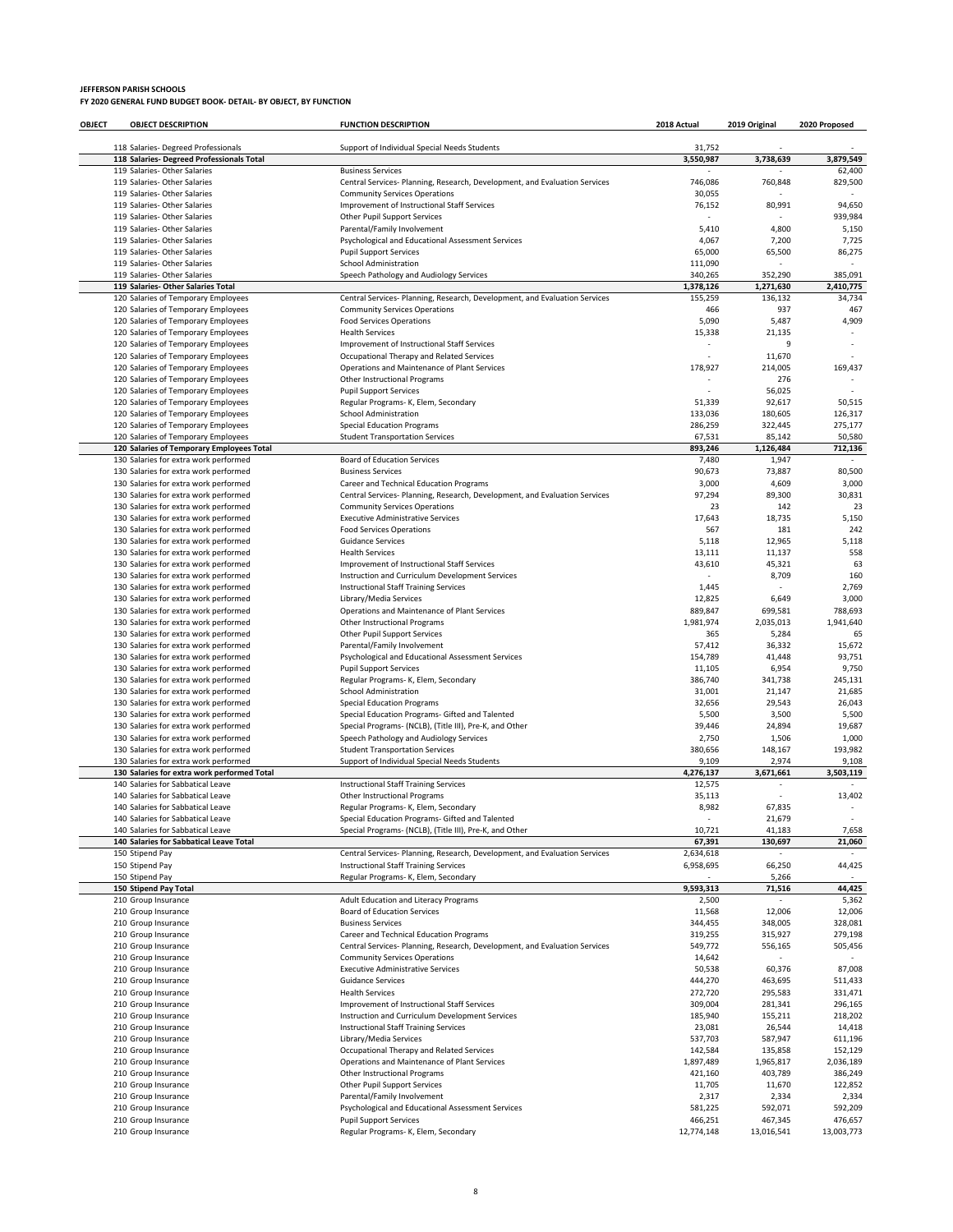**JEFFERSON PARISH SCHOOLS**
**FY 2020 GENERAL FUND BUDGET BOOK- DETAIL- BY OBJECT, BY FUNCTION**

| OBJECT | OBJECT DESCRIPTION | FUNCTION DESCRIPTION | 2018 Actual | 2019 Original | 2020 Proposed |
|---|---|---|---|---|---|
| | 118 Salaries- Degreed Professionals | Support of Individual Special Needs Students | 31,752 | - | - |
| | **118 Salaries- Degreed Professionals Total** | | **3,550,987** | **3,738,639** | **3,879,549** |
| | 119 Salaries- Other Salaries | Business Services | - | - | 62,400 |
| | 119 Salaries- Other Salaries | Central Services- Planning, Research, Development, and Evaluation Services | 746,086 | 760,848 | 829,500 |
| | 119 Salaries- Other Salaries | Community Services Operations | 30,055 | - | - |
| | 119 Salaries- Other Salaries | Improvement of Instructional Staff Services | 76,152 | 80,991 | 94,650 |
| | 119 Salaries- Other Salaries | Other Pupil Support Services | - | - | 939,984 |
| | 119 Salaries- Other Salaries | Parental/Family Involvement | 5,410 | 4,800 | 5,150 |
| | 119 Salaries- Other Salaries | Psychological and Educational Assessment Services | 4,067 | 7,200 | 7,725 |
| | 119 Salaries- Other Salaries | Pupil Support Services | 65,000 | 65,500 | 86,275 |
| | 119 Salaries- Other Salaries | School Administration | 111,090 | - | - |
| | 119 Salaries- Other Salaries | Speech Pathology and Audiology Services | 340,265 | 352,290 | 385,091 |
| | **119 Salaries- Other Salaries Total** | | **1,378,126** | **1,271,630** | **2,410,775** |
| | 120 Salaries of Temporary Employees | Central Services- Planning, Research, Development, and Evaluation Services | 155,259 | 136,132 | 34,734 |
| | 120 Salaries of Temporary Employees | Community Services Operations | 466 | 937 | 467 |
| | 120 Salaries of Temporary Employees | Food Services Operations | 5,090 | 5,487 | 4,909 |
| | 120 Salaries of Temporary Employees | Health Services | 15,338 | 21,135 | - |
| | 120 Salaries of Temporary Employees | Improvement of Instructional Staff Services | - | 9 | - |
| | 120 Salaries of Temporary Employees | Occupational Therapy and Related Services | - | 11,670 | - |
| | 120 Salaries of Temporary Employees | Operations and Maintenance of Plant Services | 178,927 | 214,005 | 169,437 |
| | 120 Salaries of Temporary Employees | Other Instructional Programs | - | 276 | - |
| | 120 Salaries of Temporary Employees | Pupil Support Services | - | 56,025 | - |
| | 120 Salaries of Temporary Employees | Regular Programs- K, Elem, Secondary | 51,339 | 92,617 | 50,515 |
| | 120 Salaries of Temporary Employees | School Administration | 133,036 | 180,605 | 126,317 |
| | 120 Salaries of Temporary Employees | Special Education Programs | 286,259 | 322,445 | 275,177 |
| | 120 Salaries of Temporary Employees | Student Transportation Services | 67,531 | 85,142 | 50,580 |
| | **120 Salaries of Temporary Employees Total** | | **893,246** | **1,126,484** | **712,136** |
| | 130 Salaries for extra work performed | Board of Education Services | 7,480 | 1,947 | - |
| | 130 Salaries for extra work performed | Business Services | 90,673 | 73,887 | 80,500 |
| | 130 Salaries for extra work performed | Career and Technical Education Programs | 3,000 | 4,609 | 3,000 |
| | 130 Salaries for extra work performed | Central Services- Planning, Research, Development, and Evaluation Services | 97,294 | 89,300 | 30,831 |
| | 130 Salaries for extra work performed | Community Services Operations | 23 | 142 | 23 |
| | 130 Salaries for extra work performed | Executive Administrative Services | 17,643 | 18,735 | 5,150 |
| | 130 Salaries for extra work performed | Food Services Operations | 567 | 181 | 242 |
| | 130 Salaries for extra work performed | Guidance Services | 5,118 | 12,965 | 5,118 |
| | 130 Salaries for extra work performed | Health Services | 13,111 | 11,137 | 558 |
| | 130 Salaries for extra work performed | Improvement of Instructional Staff Services | 43,610 | 45,321 | 63 |
| | 130 Salaries for extra work performed | Instruction and Curriculum Development Services | - | 8,709 | 160 |
| | 130 Salaries for extra work performed | Instructional Staff Training Services | 1,445 | - | 2,769 |
| | 130 Salaries for extra work performed | Library/Media Services | 12,825 | 6,649 | 3,000 |
| | 130 Salaries for extra work performed | Operations and Maintenance of Plant Services | 889,847 | 699,581 | 788,693 |
| | 130 Salaries for extra work performed | Other Instructional Programs | 1,981,974 | 2,035,013 | 1,941,640 |
| | 130 Salaries for extra work performed | Other Pupil Support Services | 365 | 5,284 | 65 |
| | 130 Salaries for extra work performed | Parental/Family Involvement | 57,412 | 36,332 | 15,672 |
| | 130 Salaries for extra work performed | Psychological and Educational Assessment Services | 154,789 | 41,448 | 93,751 |
| | 130 Salaries for extra work performed | Pupil Support Services | 11,105 | 6,954 | 9,750 |
| | 130 Salaries for extra work performed | Regular Programs- K, Elem, Secondary | 386,740 | 341,738 | 245,131 |
| | 130 Salaries for extra work performed | School Administration | 31,001 | 21,147 | 21,685 |
| | 130 Salaries for extra work performed | Special Education Programs | 32,656 | 29,543 | 26,043 |
| | 130 Salaries for extra work performed | Special Education Programs- Gifted and Talented | 5,500 | 3,500 | 5,500 |
| | 130 Salaries for extra work performed | Special Programs- (NCLB), (Title III), Pre-K, and Other | 39,446 | 24,894 | 19,687 |
| | 130 Salaries for extra work performed | Speech Pathology and Audiology Services | 2,750 | 1,506 | 1,000 |
| | 130 Salaries for extra work performed | Student Transportation Services | 380,656 | 148,167 | 193,982 |
| | 130 Salaries for extra work performed | Support of Individual Special Needs Students | 9,109 | 2,974 | 9,108 |
| | **130 Salaries for extra work performed Total** | | **4,276,137** | **3,671,661** | **3,503,119** |
| | 140 Salaries for Sabbatical Leave | Instructional Staff Training Services | 12,575 | - | - |
| | 140 Salaries for Sabbatical Leave | Other Instructional Programs | 35,113 | - | 13,402 |
| | 140 Salaries for Sabbatical Leave | Regular Programs- K, Elem, Secondary | 8,982 | 67,835 | - |
| | 140 Salaries for Sabbatical Leave | Special Education Programs- Gifted and Talented | - | 21,679 | - |
| | 140 Salaries for Sabbatical Leave | Special Programs- (NCLB), (Title III), Pre-K, and Other | 10,721 | 41,183 | 7,658 |
| | **140 Salaries for Sabbatical Leave Total** | | **67,391** | **130,697** | **21,060** |
| | 150 Stipend Pay | Central Services- Planning, Research, Development, and Evaluation Services | 2,634,618 | - | - |
| | 150 Stipend Pay | Instructional Staff Training Services | 6,958,695 | 66,250 | 44,425 |
| | 150 Stipend Pay | Regular Programs- K, Elem, Secondary | - | 5,266 | - |
| | **150 Stipend Pay Total** | | **9,593,313** | **71,516** | **44,425** |
| | 210 Group Insurance | Adult Education and Literacy Programs | 2,500 | - | 5,362 |
| | 210 Group Insurance | Board of Education Services | 11,568 | 12,006 | 12,006 |
| | 210 Group Insurance | Business Services | 344,455 | 348,005 | 328,081 |
| | 210 Group Insurance | Career and Technical Education Programs | 319,255 | 315,927 | 279,198 |
| | 210 Group Insurance | Central Services- Planning, Research, Development, and Evaluation Services | 549,772 | 556,165 | 505,456 |
| | 210 Group Insurance | Community Services Operations | 14,642 | - | - |
| | 210 Group Insurance | Executive Administrative Services | 50,538 | 60,376 | 87,008 |
| | 210 Group Insurance | Guidance Services | 444,270 | 463,695 | 511,433 |
| | 210 Group Insurance | Health Services | 272,720 | 295,583 | 331,471 |
| | 210 Group Insurance | Improvement of Instructional Staff Services | 309,004 | 281,341 | 296,165 |
| | 210 Group Insurance | Instruction and Curriculum Development Services | 185,940 | 155,211 | 218,202 |
| | 210 Group Insurance | Instructional Staff Training Services | 23,081 | 26,544 | 14,418 |
| | 210 Group Insurance | Library/Media Services | 537,703 | 587,947 | 611,196 |
| | 210 Group Insurance | Occupational Therapy and Related Services | 142,584 | 135,858 | 152,129 |
| | 210 Group Insurance | Operations and Maintenance of Plant Services | 1,897,489 | 1,965,817 | 2,036,189 |
| | 210 Group Insurance | Other Instructional Programs | 421,160 | 403,789 | 386,249 |
| | 210 Group Insurance | Other Pupil Support Services | 11,705 | 11,670 | 122,852 |
| | 210 Group Insurance | Parental/Family Involvement | 2,317 | 2,334 | 2,334 |
| | 210 Group Insurance | Psychological and Educational Assessment Services | 581,225 | 592,071 | 592,209 |
| | 210 Group Insurance | Pupil Support Services | 466,251 | 467,345 | 476,657 |
| | 210 Group Insurance | Regular Programs- K, Elem, Secondary | 12,774,148 | 13,016,541 | 13,003,773 |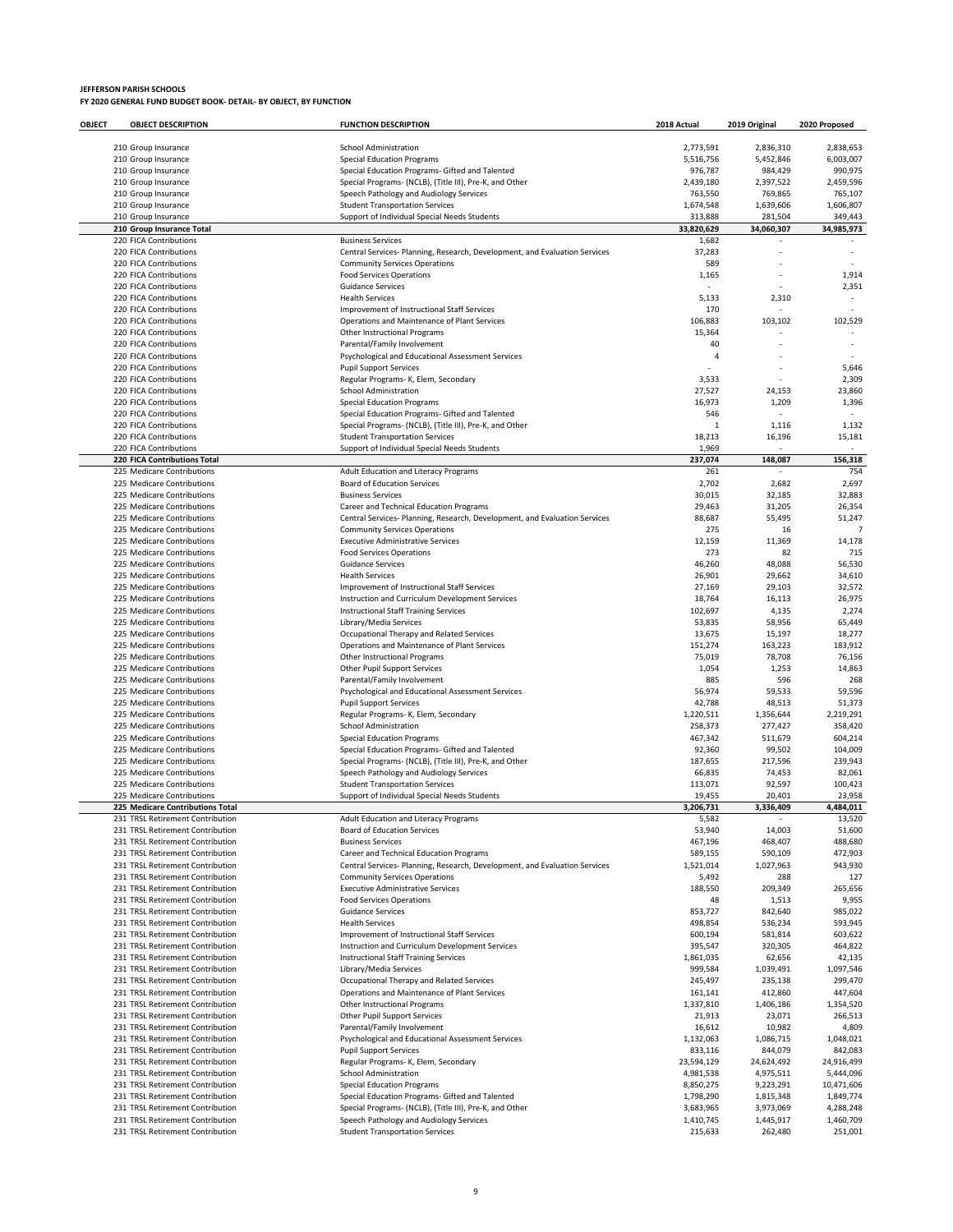**JEFFERSON PARISH SCHOOLS**
**FY 2020 GENERAL FUND BUDGET BOOK- DETAIL- BY OBJECT, BY FUNCTION**

| OBJECT | OBJECT DESCRIPTION | FUNCTION DESCRIPTION | 2018 Actual | 2019 Original | 2020 Proposed |
|---|---|---|---|---|---|
| | 210 Group Insurance | School Administration | 2,773,591 | 2,836,310 | 2,838,653 |
| | 210 Group Insurance | Special Education Programs | 5,516,756 | 5,452,846 | 6,003,007 |
| | 210 Group Insurance | Special Education Programs- Gifted and Talented | 976,787 | 984,429 | 990,975 |
| | 210 Group Insurance | Special Programs- (NCLB), (Title III), Pre-K, and Other | 2,439,180 | 2,397,522 | 2,459,596 |
| | 210 Group Insurance | Speech Pathology and Audiology Services | 763,550 | 769,865 | 765,107 |
| | 210 Group Insurance | Student Transportation Services | 1,674,548 | 1,639,606 | 1,606,807 |
| | 210 Group Insurance | Support of Individual Special Needs Students | 313,888 | 281,504 | 349,443 |
| | **210 Group Insurance Total** | | **33,820,629** | **34,060,307** | **34,985,973** |
| | 220 FICA Contributions | Business Services | 1,682 | - | - |
| | 220 FICA Contributions | Central Services- Planning, Research, Development, and Evaluation Services | 37,283 | - | - |
| | 220 FICA Contributions | Community Services Operations | 589 | - | - |
| | 220 FICA Contributions | Food Services Operations | 1,165 | - | 1,914 |
| | 220 FICA Contributions | Guidance Services | - | - | 2,351 |
| | 220 FICA Contributions | Health Services | 5,133 | 2,310 | - |
| | 220 FICA Contributions | Improvement of Instructional Staff Services | 170 | - | - |
| | 220 FICA Contributions | Operations and Maintenance of Plant Services | 106,883 | 103,102 | 102,529 |
| | 220 FICA Contributions | Other Instructional Programs | 15,364 | - | - |
| | 220 FICA Contributions | Parental/Family Involvement | 40 | - | - |
| | 220 FICA Contributions | Psychological and Educational Assessment Services | 4 | - | - |
| | 220 FICA Contributions | Pupil Support Services | - | - | 5,646 |
| | 220 FICA Contributions | Regular Programs- K, Elem, Secondary | 3,533 | - | 2,309 |
| | 220 FICA Contributions | School Administration | 27,527 | 24,153 | 23,860 |
| | 220 FICA Contributions | Special Education Programs | 16,973 | 1,209 | 1,396 |
| | 220 FICA Contributions | Special Education Programs- Gifted and Talented | 546 | - | |
| | 220 FICA Contributions | Special Programs- (NCLB), (Title III), Pre-K, and Other | 1 | 1,116 | 1,132 |
| | 220 FICA Contributions | Student Transportation Services | 18,213 | 16,196 | 15,181 |
| | 220 FICA Contributions | Support of Individual Special Needs Students | 1,969 | - | - |
| | **220 FICA Contributions Total** | | **237,074** | **148,087** | **156,318** |
| | 225 Medicare Contributions | Adult Education and Literacy Programs | 261 | - | 754 |
| | 225 Medicare Contributions | Board of Education Services | 2,702 | 2,682 | 2,697 |
| | 225 Medicare Contributions | Business Services | 30,015 | 32,185 | 32,883 |
| | 225 Medicare Contributions | Career and Technical Education Programs | 29,463 | 31,205 | 26,354 |
| | 225 Medicare Contributions | Central Services- Planning, Research, Development, and Evaluation Services | 88,687 | 55,495 | 51,247 |
| | 225 Medicare Contributions | Community Services Operations | 275 | 16 | 7 |
| | 225 Medicare Contributions | Executive Administrative Services | 12,159 | 11,369 | 14,178 |
| | 225 Medicare Contributions | Food Services Operations | 273 | 82 | 715 |
| | 225 Medicare Contributions | Guidance Services | 46,260 | 48,088 | 56,530 |
| | 225 Medicare Contributions | Health Services | 26,901 | 29,662 | 34,610 |
| | 225 Medicare Contributions | Improvement of Instructional Staff Services | 27,169 | 29,103 | 32,572 |
| | 225 Medicare Contributions | Instruction and Curriculum Development Services | 18,764 | 16,113 | 26,975 |
| | 225 Medicare Contributions | Instructional Staff Training Services | 102,697 | 4,135 | 2,274 |
| | 225 Medicare Contributions | Library/Media Services | 53,835 | 58,956 | 65,449 |
| | 225 Medicare Contributions | Occupational Therapy and Related Services | 13,675 | 15,197 | 18,277 |
| | 225 Medicare Contributions | Operations and Maintenance of Plant Services | 151,274 | 163,223 | 183,912 |
| | 225 Medicare Contributions | Other Instructional Programs | 75,019 | 78,708 | 76,156 |
| | 225 Medicare Contributions | Other Pupil Support Services | 1,054 | 1,253 | 14,863 |
| | 225 Medicare Contributions | Parental/Family Involvement | 885 | 596 | 268 |
| | 225 Medicare Contributions | Psychological and Educational Assessment Services | 56,974 | 59,533 | 59,596 |
| | 225 Medicare Contributions | Pupil Support Services | 42,788 | 48,513 | 51,373 |
| | 225 Medicare Contributions | Regular Programs- K, Elem, Secondary | 1,220,511 | 1,356,644 | 2,219,291 |
| | 225 Medicare Contributions | School Administration | 258,373 | 277,427 | 358,420 |
| | 225 Medicare Contributions | Special Education Programs | 467,342 | 511,679 | 604,214 |
| | 225 Medicare Contributions | Special Education Programs- Gifted and Talented | 92,360 | 99,502 | 104,009 |
| | 225 Medicare Contributions | Special Programs- (NCLB), (Title III), Pre-K, and Other | 187,655 | 217,596 | 239,943 |
| | 225 Medicare Contributions | Speech Pathology and Audiology Services | 66,835 | 74,453 | 82,061 |
| | 225 Medicare Contributions | Student Transportation Services | 113,071 | 92,597 | 100,423 |
| | 225 Medicare Contributions | Support of Individual Special Needs Students | 19,455 | 20,401 | 23,958 |
| | **225 Medicare Contributions Total** | | **3,206,731** | **3,336,409** | **4,484,011** |
| | 231 TRSL Retirement Contribution | Adult Education and Literacy Programs | 5,582 | - | 13,520 |
| | 231 TRSL Retirement Contribution | Board of Education Services | 53,940 | 14,003 | 51,600 |
| | 231 TRSL Retirement Contribution | Business Services | 467,196 | 468,407 | 488,680 |
| | 231 TRSL Retirement Contribution | Career and Technical Education Programs | 589,155 | 590,109 | 472,903 |
| | 231 TRSL Retirement Contribution | Central Services- Planning, Research, Development, and Evaluation Services | 1,521,014 | 1,027,963 | 943,930 |
| | 231 TRSL Retirement Contribution | Community Services Operations | 5,492 | 288 | 127 |
| | 231 TRSL Retirement Contribution | Executive Administrative Services | 188,550 | 209,349 | 265,656 |
| | 231 TRSL Retirement Contribution | Food Services Operations | 48 | 1,513 | 9,955 |
| | 231 TRSL Retirement Contribution | Guidance Services | 853,727 | 842,640 | 985,022 |
| | 231 TRSL Retirement Contribution | Health Services | 498,854 | 536,234 | 593,945 |
| | 231 TRSL Retirement Contribution | Improvement of Instructional Staff Services | 600,194 | 581,814 | 603,622 |
| | 231 TRSL Retirement Contribution | Instruction and Curriculum Development Services | 395,547 | 320,305 | 464,822 |
| | 231 TRSL Retirement Contribution | Instructional Staff Training Services | 1,861,035 | 62,656 | 42,135 |
| | 231 TRSL Retirement Contribution | Library/Media Services | 999,584 | 1,039,491 | 1,097,546 |
| | 231 TRSL Retirement Contribution | Occupational Therapy and Related Services | 245,497 | 235,138 | 299,470 |
| | 231 TRSL Retirement Contribution | Operations and Maintenance of Plant Services | 161,141 | 412,860 | 447,604 |
| | 231 TRSL Retirement Contribution | Other Instructional Programs | 1,337,810 | 1,406,186 | 1,354,520 |
| | 231 TRSL Retirement Contribution | Other Pupil Support Services | 21,913 | 23,071 | 266,513 |
| | 231 TRSL Retirement Contribution | Parental/Family Involvement | 16,612 | 10,982 | 4,809 |
| | 231 TRSL Retirement Contribution | Psychological and Educational Assessment Services | 1,132,063 | 1,086,715 | 1,048,021 |
| | 231 TRSL Retirement Contribution | Pupil Support Services | 833,116 | 844,079 | 842,083 |
| | 231 TRSL Retirement Contribution | Regular Programs- K, Elem, Secondary | 23,594,129 | 24,624,492 | 24,916,499 |
| | 231 TRSL Retirement Contribution | School Administration | 4,981,538 | 4,975,511 | 5,444,096 |
| | 231 TRSL Retirement Contribution | Special Education Programs | 8,850,275 | 9,223,291 | 10,471,606 |
| | 231 TRSL Retirement Contribution | Special Education Programs- Gifted and Talented | 1,798,290 | 1,815,348 | 1,849,774 |
| | 231 TRSL Retirement Contribution | Special Programs- (NCLB), (Title III), Pre-K, and Other | 3,683,965 | 3,973,069 | 4,288,248 |
| | 231 TRSL Retirement Contribution | Speech Pathology and Audiology Services | 1,410,745 | 1,445,917 | 1,460,709 |
| | 231 TRSL Retirement Contribution | Student Transportation Services | 215,633 | 262,480 | 251,001 |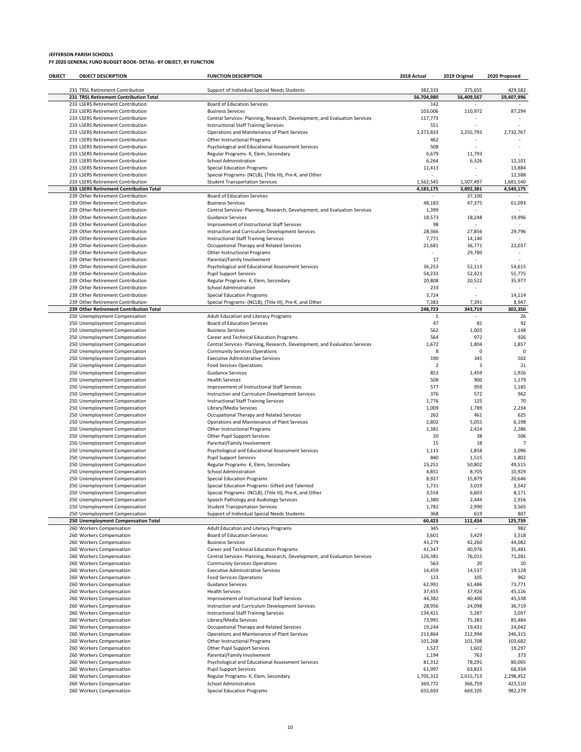**JEFFERSON PARISH SCHOOLS**
**FY 2020 GENERAL FUND BUDGET BOOK- DETAIL- BY OBJECT, BY FUNCTION**

| OBJECT | OBJECT DESCRIPTION | FUNCTION DESCRIPTION | 2018 Actual | 2019 Original | 2020 Proposed |
|---|---|---|---|---|---|
| | 231 TRSL Retirement Contribution | Support of Individual Special Needs Students | 382,333 | 375,655 | 429,582 |
| | **231 TRSL Retirement Contribution Total** | | **56,704,980** | **56,409,567** | **59,407,996** |
| | 233 LSERS Retirement Contribution | Board of Education Services | 142 | - | - |
| | 233 LSERS Retirement Contribution | Business Services | 103,006 | 110,972 | 87,294 |
| | 233 LSERS Retirement Contribution | Central Services- Planning, Research, Development, and Evaluation Services | 117,773 | - | - |
| | 233 LSERS Retirement Contribution | Instructional Staff Training Services | 551 | - | - |
| | 233 LSERS Retirement Contribution | Operations and Maintenance of Plant Services | 2,373,833 | 2,255,793 | 2,732,767 |
| | 233 LSERS Retirement Contribution | Other Instructional Programs | 462 | - | - |
| | 233 LSERS Retirement Contribution | Psychological and Educational Assessment Services | 508 | - | - |
| | 233 LSERS Retirement Contribution | Regular Programs- K, Elem, Secondary | 6,679 | 11,793 | - |
| | 233 LSERS Retirement Contribution | School Administration | 6,264 | 6,326 | 12,101 |
| | 233 LSERS Retirement Contribution | Special Education Programs | 11,413 | - | 13,884 |
| | 233 LSERS Retirement Contribution | Special Programs- (NCLB), (Title III), Pre-K, and Other | - | - | 12,588 |
| | 233 LSERS Retirement Contribution | Student Transportation Services | 1,562,545 | 1,507,497 | 1,681,540 |
| | **233 LSERS Retirement Contribution Total** | | **4,183,175** | **3,892,381** | **4,540,175** |
| | 239 Other Retirement Contribution | Board of Education Services | - | 37,100 | - |
| | 239 Other Retirement Contribution | Business Services | 48,183 | 47,375 | 61,093 |
| | 239 Other Retirement Contribution | Central Services- Planning, Research, Development, and Evaluation Services | 1,399 | - | - |
| | 239 Other Retirement Contribution | Guidance Services | 18,573 | 18,248 | 19,996 |
| | 239 Other Retirement Contribution | Improvement of Instructional Staff Services | 98 | - | - |
| | 239 Other Retirement Contribution | Instruction and Curriculum Development Services | 28,366 | 27,856 | 29,796 |
| | 239 Other Retirement Contribution | Instructional Staff Training Services | 7,771 | 14,140 | - |
| | 239 Other Retirement Contribution | Occupational Therapy and Related Services | 21,681 | 36,771 | 22,037 |
| | 239 Other Retirement Contribution | Other Instructional Programs | - | 29,780 | - |
| | 239 Other Retirement Contribution | Parental/Family Involvement | 17 | - | - |
| | 239 Other Retirement Contribution | Psychological and Educational Assessment Services | 36,253 | 52,113 | 54,615 |
| | 239 Other Retirement Contribution | Pupil Support Services | 54,233 | 52,423 | 55,775 |
| | 239 Other Retirement Contribution | Regular Programs- K, Elem, Secondary | 20,808 | 20,522 | 35,977 |
| | 239 Other Retirement Contribution | School Administration | 233 | - | - |
| | 239 Other Retirement Contribution | Special Education Programs | 3,724 | - | 14,114 |
| | 239 Other Retirement Contribution | Special Programs- (NCLB), (Title III), Pre-K, and Other | 7,383 | 7,391 | 8,947 |
| | **239 Other Retirement Contribution Total** | | **248,723** | **343,719** | **302,350** |
| | 250 Unemployment Compensation | Adult Education and Literacy Programs | 5 | - | 26 |
| | 250 Unemployment Compensation | Board of Education Services | 47 | 81 | 92 |
| | 250 Unemployment Compensation | Business Services | 562 | 1,003 | 1,148 |
| | 250 Unemployment Compensation | Career and Technical Education Programs | 564 | 972 | 926 |
| | 250 Unemployment Compensation | Central Services- Planning, Research, Development, and Evaluation Services | 1,672 | 1,804 | 1,857 |
| | 250 Unemployment Compensation | Community Services Operations | 8 | 0 | 0 |
| | 250 Unemployment Compensation | Executive Administrative Services | 190 | 345 | 502 |
| | 250 Unemployment Compensation | Food Services Operations | 2 | 3 | 21 |
| | 250 Unemployment Compensation | Guidance Services | 853 | 1,459 | 1,926 |
| | 250 Unemployment Compensation | Health Services | 508 | 900 | 1,179 |
| | 250 Unemployment Compensation | Improvement of Instructional Staff Services | 577 | 959 | 1,185 |
| | 250 Unemployment Compensation | Instruction and Curriculum Development Services | 376 | 572 | 962 |
| | 250 Unemployment Compensation | Instructional Staff Training Services | 1,776 | 125 | 70 |
| | 250 Unemployment Compensation | Library/Media Services | 1,009 | 1,789 | 2,234 |
| | 250 Unemployment Compensation | Occupational Therapy and Related Services | 262 | 461 | 625 |
| | 250 Unemployment Compensation | Operations and Maintenance of Plant Services | 2,802 | 5,055 | 6,198 |
| | 250 Unemployment Compensation | Other Instructional Programs | 1,381 | 2,414 | 2,286 |
| | 250 Unemployment Compensation | Other Pupil Support Services | 20 | 38 | 506 |
| | 250 Unemployment Compensation | Parental/Family Involvement | 15 | 18 | 7 |
| | 250 Unemployment Compensation | Psychological and Educational Assessment Services | 1,111 | 1,858 | 2,096 |
| | 250 Unemployment Compensation | Pupil Support Services | 840 | 1,515 | 1,802 |
| | 250 Unemployment Compensation | Regular Programs- K, Elem, Secondary | 23,251 | 50,802 | 49,515 |
| | 250 Unemployment Compensation | School Administration | 4,851 | 8,705 | 10,929 |
| | 250 Unemployment Compensation | Special Education Programs | 8,927 | 15,879 | 20,646 |
| | 250 Unemployment Compensation | Special Education Programs- Gifted and Talented | 1,731 | 3,019 | 3,542 |
| | 250 Unemployment Compensation | Special Programs- (NCLB), (Title III), Pre-K, and Other | 3,554 | 6,603 | 8,171 |
| | 250 Unemployment Compensation | Speech Pathology and Audiology Services | 1,380 | 2,444 | 2,916 |
| | 250 Unemployment Compensation | Student Transportation Services | 1,781 | 2,990 | 3,565 |
| | 250 Unemployment Compensation | Support of Individual Special Needs Students | 368 | 619 | 807 |
| | **250 Unemployment Compensation Total** | | **60,423** | **112,434** | **125,739** |
| | 260 Workers Compensation | Adult Education and Literacy Programs | 345 | - | 982 |
| | 260 Workers Compensation | Board of Education Services | 3,601 | 3,429 | 3,518 |
| | 260 Workers Compensation | Business Services | 43,279 | 42,260 | 44,082 |
| | 260 Workers Compensation | Career and Technical Education Programs | 41,347 | 40,976 | 35,481 |
| | 260 Workers Compensation | Central Services- Planning, Research, Development, and Evaluation Services | 126,381 | 76,015 | 71,281 |
| | 260 Workers Compensation | Community Services Operations | 563 | 20 | 10 |
| | 260 Workers Compensation | Executive Administrative Services | 14,459 | 14,537 | 19,128 |
| | 260 Workers Compensation | Food Services Operations | 123 | 105 | 962 |
| | 260 Workers Compensation | Guidance Services | 62,991 | 61,486 | 73,771 |
| | 260 Workers Compensation | Health Services | 37,455 | 37,926 | 45,126 |
| | 260 Workers Compensation | Improvement of Instructional Staff Services | 44,382 | 40,400 | 45,538 |
| | 260 Workers Compensation | Instruction and Curriculum Development Services | 28,956 | 24,098 | 36,719 |
| | 260 Workers Compensation | Instructional Staff Training Services | 134,421 | 5,287 | 3,037 |
| | 260 Workers Compensation | Library/Media Services | 73,991 | 75,383 | 85,484 |
| | 260 Workers Compensation | Occupational Therapy and Related Services | 19,244 | 19,431 | 24,042 |
| | 260 Workers Compensation | Operations and Maintenance of Plant Services | 213,864 | 212,994 | 246,315 |
| | 260 Workers Compensation | Other Instructional Programs | 101,268 | 101,708 | 103,682 |
| | 260 Workers Compensation | Other Pupil Support Services | 1,527 | 1,602 | 19,297 |
| | 260 Workers Compensation | Parental/Family Involvement | 1,194 | 763 | 373 |
| | 260 Workers Compensation | Psychological and Educational Assessment Services | 81,312 | 78,291 | 80,065 |
| | 260 Workers Compensation | Pupil Support Services | 61,997 | 63,823 | 68,934 |
| | 260 Workers Compensation | Regular Programs- K, Elem, Secondary | 1,705,312 | 2,015,713 | 2,298,452 |
| | 260 Workers Compensation | School Administration | 369,772 | 366,759 | 423,510 |
| | 260 Workers Compensation | Special Education Programs | 655,693 | 669,105 | 982,279 |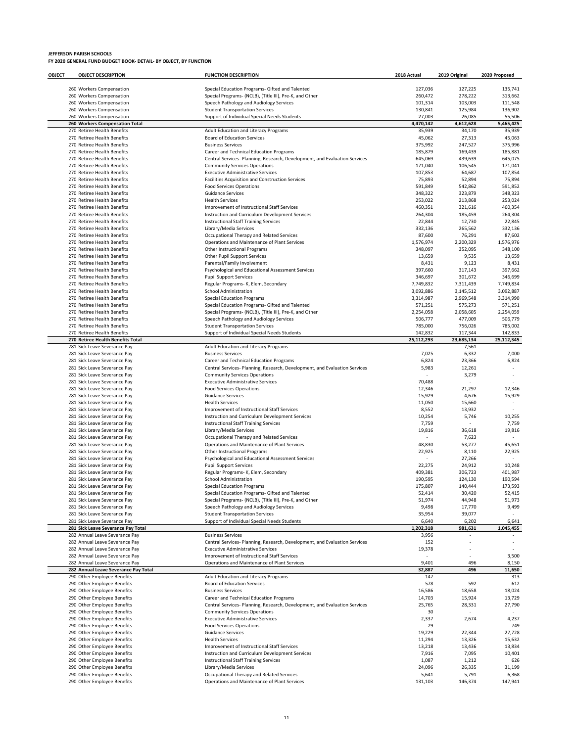**JEFFERSON PARISH SCHOOLS**
**FY 2020 GENERAL FUND BUDGET BOOK- DETAIL- BY OBJECT, BY FUNCTION**

| OBJECT | OBJECT DESCRIPTION | FUNCTION DESCRIPTION | 2018 Actual | 2019 Original | 2020 Proposed |
|---|---|---|---|---|---|
| | 260 Workers Compensation | Special Education Programs- Gifted and Talented | 127,036 | 127,225 | 135,741 |
| | 260 Workers Compensation | Special Programs- (NCLB), (Title III), Pre-K, and Other | 260,472 | 278,222 | 313,662 |
| | 260 Workers Compensation | Speech Pathology and Audiology Services | 101,314 | 103,003 | 111,548 |
| | 260 Workers Compensation | Student Transportation Services | 130,841 | 125,984 | 136,902 |
| | 260 Workers Compensation | Support of Individual Special Needs Students | 27,003 | 26,085 | 55,506 |
| | **260 Workers Compensation Total** | | **4,470,142** | **4,612,628** | **5,465,425** |
| | 270 Retiree Health Benefits | Adult Education and Literacy Programs | 35,939 | 34,170 | 35,939 |
| | 270 Retiree Health Benefits | Board of Education Services | 45,062 | 27,313 | 45,063 |
| | 270 Retiree Health Benefits | Business Services | 375,992 | 247,527 | 375,996 |
| | 270 Retiree Health Benefits | Career and Technical Education Programs | 185,879 | 169,439 | 185,881 |
| | 270 Retiree Health Benefits | Central Services- Planning, Research, Development, and Evaluation Services | 645,069 | 439,639 | 645,075 |
| | 270 Retiree Health Benefits | Community Services Operations | 171,040 | 106,545 | 171,041 |
| | 270 Retiree Health Benefits | Executive Administrative Services | 107,853 | 64,687 | 107,854 |
| | 270 Retiree Health Benefits | Facilities Acquisition and Construction Services | 75,893 | 52,894 | 75,894 |
| | 270 Retiree Health Benefits | Food Services Operations | 591,849 | 542,862 | 591,852 |
| | 270 Retiree Health Benefits | Guidance Services | 348,322 | 323,879 | 348,323 |
| | 270 Retiree Health Benefits | Health Services | 253,022 | 213,868 | 253,024 |
| | 270 Retiree Health Benefits | Improvement of Instructional Staff Services | 460,351 | 321,616 | 460,354 |
| | 270 Retiree Health Benefits | Instruction and Curriculum Development Services | 264,304 | 185,459 | 264,304 |
| | 270 Retiree Health Benefits | Instructional Staff Training Services | 22,844 | 12,730 | 22,845 |
| | 270 Retiree Health Benefits | Library/Media Services | 332,136 | 265,562 | 332,136 |
| | 270 Retiree Health Benefits | Occupational Therapy and Related Services | 87,600 | 76,291 | 87,602 |
| | 270 Retiree Health Benefits | Operations and Maintenance of Plant Services | 1,576,974 | 2,200,329 | 1,576,976 |
| | 270 Retiree Health Benefits | Other Instructional Programs | 348,097 | 352,095 | 348,100 |
| | 270 Retiree Health Benefits | Other Pupil Support Services | 13,659 | 9,535 | 13,659 |
| | 270 Retiree Health Benefits | Parental/Family Involvement | 8,431 | 9,123 | 8,431 |
| | 270 Retiree Health Benefits | Psychological and Educational Assessment Services | 397,660 | 317,143 | 397,662 |
| | 270 Retiree Health Benefits | Pupil Support Services | 346,697 | 301,672 | 346,699 |
| | 270 Retiree Health Benefits | Regular Programs- K, Elem, Secondary | 7,749,832 | 7,311,439 | 7,749,834 |
| | 270 Retiree Health Benefits | School Administration | 3,092,886 | 3,145,512 | 3,092,887 |
| | 270 Retiree Health Benefits | Special Education Programs | 3,314,987 | 2,969,548 | 3,314,990 |
| | 270 Retiree Health Benefits | Special Education Programs- Gifted and Talented | 571,251 | 575,273 | 571,251 |
| | 270 Retiree Health Benefits | Special Programs- (NCLB), (Title III), Pre-K, and Other | 2,254,058 | 2,058,605 | 2,254,059 |
| | 270 Retiree Health Benefits | Speech Pathology and Audiology Services | 506,777 | 477,009 | 506,779 |
| | 270 Retiree Health Benefits | Student Transportation Services | 785,000 | 756,026 | 785,002 |
| | 270 Retiree Health Benefits | Support of Individual Special Needs Students | 142,832 | 117,344 | 142,833 |
| | **270 Retiree Health Benefits Total** | | **25,112,293** | **23,685,134** | **25,112,345** |
| | 281 Sick Leave Severance Pay | Adult Education and Literacy Programs | - | 7,561 | - |
| | 281 Sick Leave Severance Pay | Business Services | 7,025 | 6,332 | 7,000 |
| | 281 Sick Leave Severance Pay | Career and Technical Education Programs | 6,824 | 23,366 | 6,824 |
| | 281 Sick Leave Severance Pay | Central Services- Planning, Research, Development, and Evaluation Services | 5,983 | 12,261 | - |
| | 281 Sick Leave Severance Pay | Community Services Operations | - | 3,279 | - |
| | 281 Sick Leave Severance Pay | Executive Administrative Services | 70,488 | - | - |
| | 281 Sick Leave Severance Pay | Food Services Operations | 12,346 | 21,297 | 12,346 |
| | 281 Sick Leave Severance Pay | Guidance Services | 15,929 | 4,676 | 15,929 |
| | 281 Sick Leave Severance Pay | Health Services | 11,050 | 15,660 | - |
| | 281 Sick Leave Severance Pay | Improvement of Instructional Staff Services | 8,552 | 13,932 | - |
| | 281 Sick Leave Severance Pay | Instruction and Curriculum Development Services | 10,254 | 5,746 | 10,255 |
| | 281 Sick Leave Severance Pay | Instructional Staff Training Services | 7,759 | - | 7,759 |
| | 281 Sick Leave Severance Pay | Library/Media Services | 19,816 | 36,618 | 19,816 |
| | 281 Sick Leave Severance Pay | Occupational Therapy and Related Services | - | 7,623 | - |
| | 281 Sick Leave Severance Pay | Operations and Maintenance of Plant Services | 48,830 | 53,277 | 45,651 |
| | 281 Sick Leave Severance Pay | Other Instructional Programs | 22,925 | 8,110 | 22,925 |
| | 281 Sick Leave Severance Pay | Psychological and Educational Assessment Services | - | 27,266 | - |
| | 281 Sick Leave Severance Pay | Pupil Support Services | 22,275 | 24,912 | 10,248 |
| | 281 Sick Leave Severance Pay | Regular Programs- K, Elem, Secondary | 409,381 | 306,723 | 401,987 |
| | 281 Sick Leave Severance Pay | School Administration | 190,595 | 124,130 | 190,594 |
| | 281 Sick Leave Severance Pay | Special Education Programs | 175,807 | 140,444 | 173,593 |
| | 281 Sick Leave Severance Pay | Special Education Programs- Gifted and Talented | 52,414 | 30,420 | 52,415 |
| | 281 Sick Leave Severance Pay | Special Programs- (NCLB), (Title III), Pre-K, and Other | 51,974 | 44,948 | 51,973 |
| | 281 Sick Leave Severance Pay | Speech Pathology and Audiology Services | 9,498 | 17,770 | 9,499 |
| | 281 Sick Leave Severance Pay | Student Transportation Services | 35,954 | 39,077 | - |
| | 281 Sick Leave Severance Pay | Support of Individual Special Needs Students | 6,640 | 6,202 | 6,641 |
| | **281 Sick Leave Severance Pay Total** | | **1,202,318** | **981,631** | **1,045,455** |
| | 282 Annual Leave Severance Pay | Business Services | 3,956 | - | - |
| | 282 Annual Leave Severance Pay | Central Services- Planning, Research, Development, and Evaluation Services | 152 | - | - |
| | 282 Annual Leave Severance Pay | Executive Administrative Services | 19,378 | - | - |
| | 282 Annual Leave Severance Pay | Improvement of Instructional Staff Services | - | - | 3,500 |
| | 282 Annual Leave Severance Pay | Operations and Maintenance of Plant Services | 9,401 | 496 | 8,150 |
| | **282 Annual Leave Severance Pay Total** | | **32,887** | **496** | **11,650** |
| | 290 Other Employee Benefits | Adult Education and Literacy Programs | 147 | - | 313 |
| | 290 Other Employee Benefits | Board of Education Services | 578 | 592 | 612 |
| | 290 Other Employee Benefits | Business Services | 16,586 | 18,658 | 18,024 |
| | 290 Other Employee Benefits | Career and Technical Education Programs | 14,703 | 15,924 | 13,729 |
| | 290 Other Employee Benefits | Central Services- Planning, Research, Development, and Evaluation Services | 25,765 | 28,331 | 27,790 |
| | 290 Other Employee Benefits | Community Services Operations | 30 | - | - |
| | 290 Other Employee Benefits | Executive Administrative Services | 2,337 | 2,674 | 4,237 |
| | 290 Other Employee Benefits | Food Services Operations | 29 | - | 749 |
| | 290 Other Employee Benefits | Guidance Services | 19,229 | 22,344 | 27,728 |
| | 290 Other Employee Benefits | Health Services | 11,294 | 13,326 | 15,632 |
| | 290 Other Employee Benefits | Improvement of Instructional Staff Services | 13,218 | 13,436 | 13,834 |
| | 290 Other Employee Benefits | Instruction and Curriculum Development Services | 7,916 | 7,095 | 10,401 |
| | 290 Other Employee Benefits | Instructional Staff Training Services | 1,087 | 1,212 | 626 |
| | 290 Other Employee Benefits | Library/Media Services | 24,096 | 26,335 | 31,199 |
| | 290 Other Employee Benefits | Occupational Therapy and Related Services | 5,641 | 5,791 | 6,368 |
| | 290 Other Employee Benefits | Operations and Maintenance of Plant Services | 131,103 | 146,374 | 147,941 |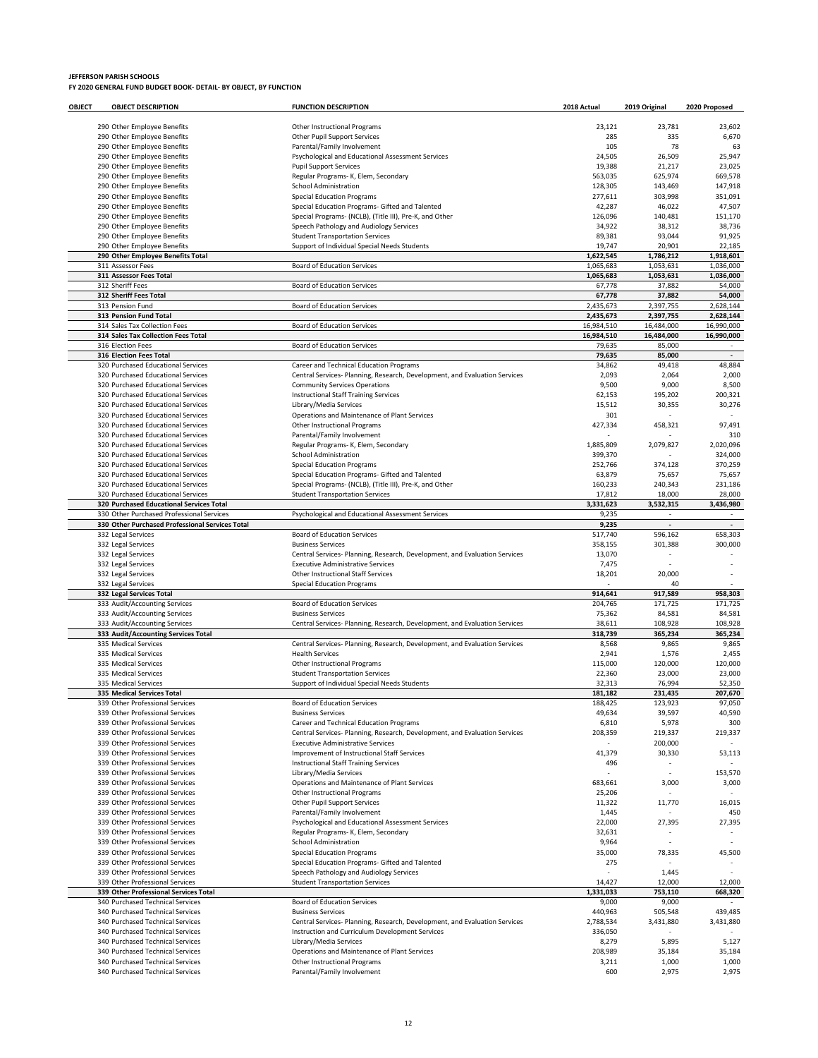**JEFFERSON PARISH SCHOOLS**
**FY 2020 GENERAL FUND BUDGET BOOK- DETAIL- BY OBJECT, BY FUNCTION**

| OBJECT | OBJECT DESCRIPTION | FUNCTION DESCRIPTION | 2018 Actual | 2019 Original | 2020 Proposed |
|---|---|---|---|---|---|
| 290 | Other Employee Benefits | Other Instructional Programs | 23,121 | 23,781 | 23,602 |
| 290 | Other Employee Benefits | Other Pupil Support Services | 285 | 335 | 6,670 |
| 290 | Other Employee Benefits | Parental/Family Involvement | 105 | 78 | 63 |
| 290 | Other Employee Benefits | Psychological and Educational Assessment Services | 24,505 | 26,509 | 25,947 |
| 290 | Other Employee Benefits | Pupil Support Services | 19,388 | 21,217 | 23,025 |
| 290 | Other Employee Benefits | Regular Programs- K, Elem, Secondary | 563,035 | 625,974 | 669,578 |
| 290 | Other Employee Benefits | School Administration | 128,305 | 143,469 | 147,918 |
| 290 | Other Employee Benefits | Special Education Programs | 277,611 | 303,998 | 351,091 |
| 290 | Other Employee Benefits | Special Education Programs- Gifted and Talented | 42,287 | 46,022 | 47,507 |
| 290 | Other Employee Benefits | Special Programs- (NCLB), (Title III), Pre-K, and Other | 126,096 | 140,481 | 151,170 |
| 290 | Other Employee Benefits | Speech Pathology and Audiology Services | 34,922 | 38,312 | 38,736 |
| 290 | Other Employee Benefits | Student Transportation Services | 89,381 | 93,044 | 91,925 |
| 290 | Other Employee Benefits | Support of Individual Special Needs Students | 19,747 | 20,901 | 22,185 |
| **290** | **Other Employee Benefits Total** | | **1,622,545** | **1,786,212** | **1,918,601** |
| 311 | Assessor Fees | Board of Education Services | 1,065,683 | 1,053,631 | 1,036,000 |
| **311** | **Assessor Fees Total** | | **1,065,683** | **1,053,631** | **1,036,000** |
| 312 | Sheriff Fees | Board of Education Services | 67,778 | 37,882 | 54,000 |
| **312** | **Sheriff Fees Total** | | **67,778** | **37,882** | **54,000** |
| 313 | Pension Fund | Board of Education Services | 2,435,673 | 2,397,755 | 2,628,144 |
| **313** | **Pension Fund Total** | | **2,435,673** | **2,397,755** | **2,628,144** |
| 314 | Sales Tax Collection Fees | Board of Education Services | 16,984,510 | 16,484,000 | 16,990,000 |
| **314** | **Sales Tax Collection Fees Total** | | **16,984,510** | **16,484,000** | **16,990,000** |
| 316 | Election Fees | Board of Education Services | 79,635 | 85,000 | - |
| **316** | **Election Fees Total** | | **79,635** | **85,000** | **-** |
| 320 | Purchased Educational Services | Career and Technical Education Programs | 34,862 | 49,418 | 48,884 |
| 320 | Purchased Educational Services | Central Services- Planning, Research, Development, and Evaluation Services | 2,093 | 2,064 | 2,000 |
| 320 | Purchased Educational Services | Community Services Operations | 9,500 | 9,000 | 8,500 |
| 320 | Purchased Educational Services | Instructional Staff Training Services | 62,153 | 195,202 | 200,321 |
| 320 | Purchased Educational Services | Library/Media Services | 15,512 | 30,355 | 30,276 |
| 320 | Purchased Educational Services | Operations and Maintenance of Plant Services | 301 | - | - |
| 320 | Purchased Educational Services | Other Instructional Programs | 427,334 | 458,321 | 97,491 |
| 320 | Purchased Educational Services | Parental/Family Involvement | - | - | 310 |
| 320 | Purchased Educational Services | Regular Programs- K, Elem, Secondary | 1,885,809 | 2,079,827 | 2,020,096 |
| 320 | Purchased Educational Services | School Administration | 399,370 | - | 324,000 |
| 320 | Purchased Educational Services | Special Education Programs | 252,766 | 374,128 | 370,259 |
| 320 | Purchased Educational Services | Special Education Programs- Gifted and Talented | 63,879 | 75,657 | 75,657 |
| 320 | Purchased Educational Services | Special Programs- (NCLB), (Title III), Pre-K, and Other | 160,233 | 240,343 | 231,186 |
| 320 | Purchased Educational Services | Student Transportation Services | 17,812 | 18,000 | 28,000 |
| **320** | **Purchased Educational Services Total** | | **3,331,623** | **3,532,315** | **3,436,980** |
| 330 | Other Purchased Professional Services | Psychological and Educational Assessment Services | 9,235 | - | - |
| **330** | **Other Purchased Professional Services Total** | | **9,235** | **-** | **-** |
| 332 | Legal Services | Board of Education Services | 517,740 | 596,162 | 658,303 |
| 332 | Legal Services | Business Services | 358,155 | 301,388 | 300,000 |
| 332 | Legal Services | Central Services- Planning, Research, Development, and Evaluation Services | 13,070 | - | - |
| 332 | Legal Services | Executive Administrative Services | 7,475 | - | - |
| 332 | Legal Services | Other Instructional Staff Services | 18,201 | 20,000 | - |
| 332 | Legal Services | Special Education Programs | - | 40 | - |
| **332** | **Legal Services Total** | | **914,641** | **917,589** | **958,303** |
| 333 | Audit/Accounting Services | Board of Education Services | 204,765 | 171,725 | 171,725 |
| 333 | Audit/Accounting Services | Business Services | 75,362 | 84,581 | 84,581 |
| 333 | Audit/Accounting Services | Central Services- Planning, Research, Development, and Evaluation Services | 38,611 | 108,928 | 108,928 |
| **333** | **Audit/Accounting Services Total** | | **318,739** | **365,234** | **365,234** |
| 335 | Medical Services | Central Services- Planning, Research, Development, and Evaluation Services | 8,568 | 9,865 | 9,865 |
| 335 | Medical Services | Health Services | 2,941 | 1,576 | 2,455 |
| 335 | Medical Services | Other Instructional Programs | 115,000 | 120,000 | 120,000 |
| 335 | Medical Services | Student Transportation Services | 22,360 | 23,000 | 23,000 |
| 335 | Medical Services | Support of Individual Special Needs Students | 32,313 | 76,994 | 52,350 |
| **335** | **Medical Services Total** | | **181,182** | **231,435** | **207,670** |
| 339 | Other Professional Services | Board of Education Services | 188,425 | 123,923 | 97,050 |
| 339 | Other Professional Services | Business Services | 49,634 | 39,597 | 40,590 |
| 339 | Other Professional Services | Career and Technical Education Programs | 6,810 | 5,978 | 300 |
| 339 | Other Professional Services | Central Services- Planning, Research, Development, and Evaluation Services | 208,359 | 219,337 | 219,337 |
| 339 | Other Professional Services | Executive Administrative Services | - | 200,000 | - |
| 339 | Other Professional Services | Improvement of Instructional Staff Services | 41,379 | 30,330 | 53,113 |
| 339 | Other Professional Services | Instructional Staff Training Services | 496 | - | - |
| 339 | Other Professional Services | Library/Media Services | - | - | 153,570 |
| 339 | Other Professional Services | Operations and Maintenance of Plant Services | 683,661 | 3,000 | 3,000 |
| 339 | Other Professional Services | Other Instructional Programs | 25,206 | - | - |
| 339 | Other Professional Services | Other Pupil Support Services | 11,322 | 11,770 | 16,015 |
| 339 | Other Professional Services | Parental/Family Involvement | 1,445 | - | 450 |
| 339 | Other Professional Services | Psychological and Educational Assessment Services | 22,000 | 27,395 | 27,395 |
| 339 | Other Professional Services | Regular Programs- K, Elem, Secondary | 32,631 | - | - |
| 339 | Other Professional Services | School Administration | 9,964 | - | - |
| 339 | Other Professional Services | Special Education Programs | 35,000 | 78,335 | 45,500 |
| 339 | Other Professional Services | Special Education Programs- Gifted and Talented | 275 | - | - |
| 339 | Other Professional Services | Speech Pathology and Audiology Services | - | 1,445 | - |
| 339 | Other Professional Services | Student Transportation Services | 14,427 | 12,000 | 12,000 |
| **339** | **Other Professional Services Total** | | **1,331,033** | **753,110** | **668,320** |
| 340 | Purchased Technical Services | Board of Education Services | 9,000 | 9,000 | - |
| 340 | Purchased Technical Services | Business Services | 440,963 | 505,548 | 439,485 |
| 340 | Purchased Technical Services | Central Services- Planning, Research, Development, and Evaluation Services | 2,788,534 | 3,431,880 | 3,431,880 |
| 340 | Purchased Technical Services | Instruction and Curriculum Development Services | 336,050 | - | - |
| 340 | Purchased Technical Services | Library/Media Services | 8,279 | 5,895 | 5,127 |
| 340 | Purchased Technical Services | Operations and Maintenance of Plant Services | 208,989 | 35,184 | 35,184 |
| 340 | Purchased Technical Services | Other Instructional Programs | 3,211 | 1,000 | 1,000 |
| 340 | Purchased Technical Services | Parental/Family Involvement | 600 | 2,975 | 2,975 |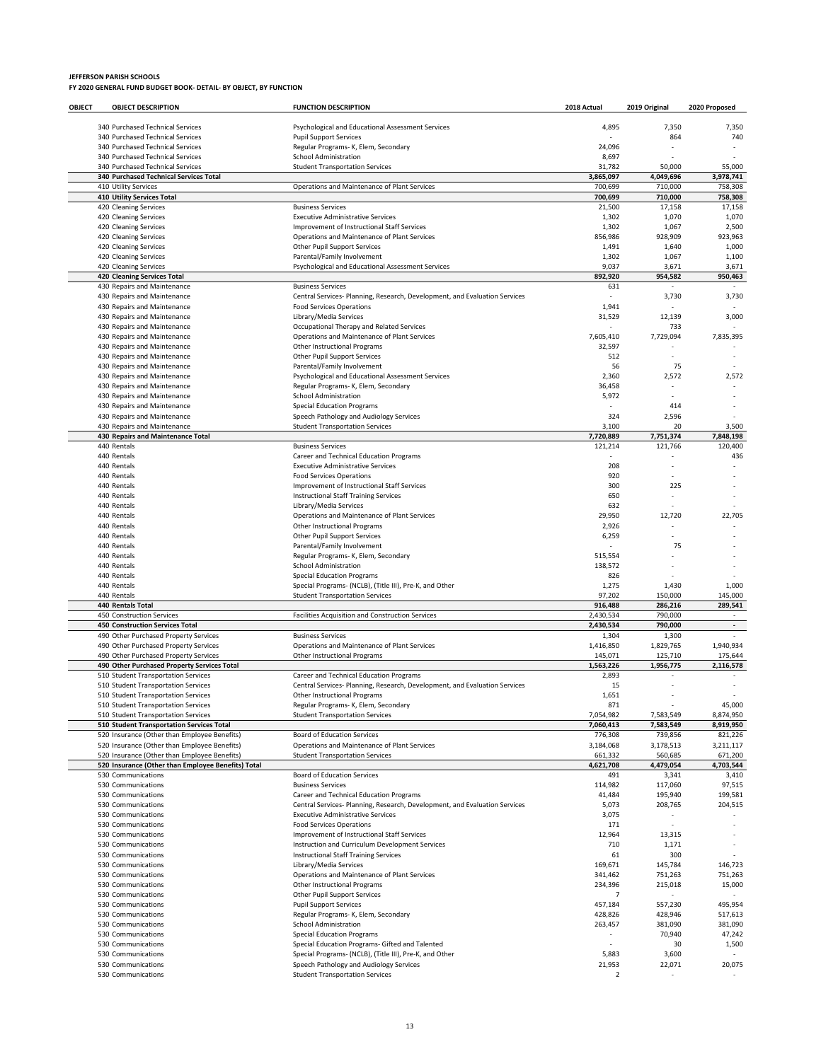**JEFFERSON PARISH SCHOOLS**
**FY 2020 GENERAL FUND BUDGET BOOK- DETAIL- BY OBJECT, BY FUNCTION**

| OBJECT | OBJECT DESCRIPTION | FUNCTION DESCRIPTION | 2018 Actual | 2019 Original | 2020 Proposed |
|---|---|---|---|---|---|
| | 340 Purchased Technical Services | Psychological and Educational Assessment Services | 4,895 | 7,350 | 7,350 |
| | 340 Purchased Technical Services | Pupil Support Services | - | 864 | 740 |
| | 340 Purchased Technical Services | Regular Programs- K, Elem, Secondary | 24,096 | - | - |
| | 340 Purchased Technical Services | School Administration | 8,697 | - | - |
| | 340 Purchased Technical Services | Student Transportation Services | 31,782 | 50,000 | 55,000 |
| | **340 Purchased Technical Services Total** | | **3,865,097** | **4,049,696** | **3,978,741** |
| | 410 Utility Services | Operations and Maintenance of Plant Services | 700,699 | 710,000 | 758,308 |
| | **410 Utility Services Total** | | **700,699** | **710,000** | **758,308** |
| | 420 Cleaning Services | Business Services | 21,500 | 17,158 | 17,158 |
| | 420 Cleaning Services | Executive Administrative Services | 1,302 | 1,070 | 1,070 |
| | 420 Cleaning Services | Improvement of Instructional Staff Services | 1,302 | 1,067 | 2,500 |
| | 420 Cleaning Services | Operations and Maintenance of Plant Services | 856,986 | 928,909 | 923,963 |
| | 420 Cleaning Services | Other Pupil Support Services | 1,491 | 1,640 | 1,000 |
| | 420 Cleaning Services | Parental/Family Involvement | 1,302 | 1,067 | 1,100 |
| | 420 Cleaning Services | Psychological and Educational Assessment Services | 9,037 | 3,671 | 3,671 |
| | **420 Cleaning Services Total** | | **892,920** | **954,582** | **950,463** |
| | 430 Repairs and Maintenance | Business Services | 631 | - | - |
| | 430 Repairs and Maintenance | Central Services- Planning, Research, Development, and Evaluation Services | - | 3,730 | 3,730 |
| | 430 Repairs and Maintenance | Food Services Operations | 1,941 | - | - |
| | 430 Repairs and Maintenance | Library/Media Services | 31,529 | 12,139 | 3,000 |
| | 430 Repairs and Maintenance | Occupational Therapy and Related Services | - | 733 | - |
| | 430 Repairs and Maintenance | Operations and Maintenance of Plant Services | 7,605,410 | 7,729,094 | 7,835,395 |
| | 430 Repairs and Maintenance | Other Instructional Programs | 32,597 | - | - |
| | 430 Repairs and Maintenance | Other Pupil Support Services | 512 | - | - |
| | 430 Repairs and Maintenance | Parental/Family Involvement | 56 | 75 | - |
| | 430 Repairs and Maintenance | Psychological and Educational Assessment Services | 2,360 | 2,572 | 2,572 |
| | 430 Repairs and Maintenance | Regular Programs- K, Elem, Secondary | 36,458 | - | - |
| | 430 Repairs and Maintenance | School Administration | 5,972 | - | - |
| | 430 Repairs and Maintenance | Special Education Programs | - | 414 | - |
| | 430 Repairs and Maintenance | Speech Pathology and Audiology Services | 324 | 2,596 | - |
| | 430 Repairs and Maintenance | Student Transportation Services | 3,100 | 20 | 3,500 |
| | **430 Repairs and Maintenance Total** | | **7,720,889** | **7,751,374** | **7,848,198** |
| | 440 Rentals | Business Services | 121,214 | 121,766 | 120,400 |
| | 440 Rentals | Career and Technical Education Programs | - | - | 436 |
| | 440 Rentals | Executive Administrative Services | 208 | - | - |
| | 440 Rentals | Food Services Operations | 920 | - | - |
| | 440 Rentals | Improvement of Instructional Staff Services | 300 | 225 | - |
| | 440 Rentals | Instructional Staff Training Services | 650 | - | - |
| | 440 Rentals | Library/Media Services | 632 | - | - |
| | 440 Rentals | Operations and Maintenance of Plant Services | 29,950 | 12,720 | 22,705 |
| | 440 Rentals | Other Instructional Programs | 2,926 | - | - |
| | 440 Rentals | Other Pupil Support Services | 6,259 | - | - |
| | 440 Rentals | Parental/Family Involvement | - | 75 | - |
| | 440 Rentals | Regular Programs- K, Elem, Secondary | 515,554 | - | - |
| | 440 Rentals | School Administration | 138,572 | - | - |
| | 440 Rentals | Special Education Programs | 826 | - | - |
| | 440 Rentals | Special Programs- (NCLB), (Title III), Pre-K, and Other | 1,275 | 1,430 | 1,000 |
| | 440 Rentals | Student Transportation Services | 97,202 | 150,000 | 145,000 |
| | **440 Rentals Total** | | **916,488** | **286,216** | **289,541** |
| | 450 Construction Services | Facilities Acquisition and Construction Services | 2,430,534 | 790,000 | - |
| | **450 Construction Services Total** | | **2,430,534** | **790,000** | **-** |
| | 490 Other Purchased Property Services | Business Services | 1,304 | 1,300 | - |
| | 490 Other Purchased Property Services | Operations and Maintenance of Plant Services | 1,416,850 | 1,829,765 | 1,940,934 |
| | 490 Other Purchased Property Services | Other Instructional Programs | 145,071 | 125,710 | 175,644 |
| | **490 Other Purchased Property Services Total** | | **1,563,226** | **1,956,775** | **2,116,578** |
| | 510 Student Transportation Services | Career and Technical Education Programs | 2,893 | - | - |
| | 510 Student Transportation Services | Central Services- Planning, Research, Development, and Evaluation Services | 15 | - | - |
| | 510 Student Transportation Services | Other Instructional Programs | 1,651 | - | - |
| | 510 Student Transportation Services | Regular Programs- K, Elem, Secondary | 871 | - | 45,000 |
| | 510 Student Transportation Services | Student Transportation Services | 7,054,982 | 7,583,549 | 8,874,950 |
| | **510 Student Transportation Services Total** | | **7,060,413** | **7,583,549** | **8,919,950** |
| | 520 Insurance (Other than Employee Benefits) | Board of Education Services | 776,308 | 739,856 | 821,226 |
| | 520 Insurance (Other than Employee Benefits) | Operations and Maintenance of Plant Services | 3,184,068 | 3,178,513 | 3,211,117 |
| | 520 Insurance (Other than Employee Benefits) | Student Transportation Services | 661,332 | 560,685 | 671,200 |
| | **520 Insurance (Other than Employee Benefits) Total** | | **4,621,708** | **4,479,054** | **4,703,544** |
| | 530 Communications | Board of Education Services | 491 | 3,341 | 3,410 |
| | 530 Communications | Business Services | 114,982 | 117,060 | 97,515 |
| | 530 Communications | Career and Technical Education Programs | 41,484 | 195,940 | 199,581 |
| | 530 Communications | Central Services- Planning, Research, Development, and Evaluation Services | 5,073 | 208,765 | 204,515 |
| | 530 Communications | Executive Administrative Services | 3,075 | - | - |
| | 530 Communications | Food Services Operations | 171 | - | - |
| | 530 Communications | Improvement of Instructional Staff Services | 12,964 | 13,315 | - |
| | 530 Communications | Instruction and Curriculum Development Services | 710 | 1,171 | - |
| | 530 Communications | Instructional Staff Training Services | 61 | 300 | - |
| | 530 Communications | Library/Media Services | 169,671 | 145,784 | 146,723 |
| | 530 Communications | Operations and Maintenance of Plant Services | 341,462 | 751,263 | 751,263 |
| | 530 Communications | Other Instructional Programs | 234,396 | 215,018 | 15,000 |
| | 530 Communications | Other Pupil Support Services | 7 | - | - |
| | 530 Communications | Pupil Support Services | 457,184 | 557,230 | 495,954 |
| | 530 Communications | Regular Programs- K, Elem, Secondary | 428,826 | 428,946 | 517,613 |
| | 530 Communications | School Administration | 263,457 | 381,090 | 381,090 |
| | 530 Communications | Special Education Programs | - | 70,940 | 47,242 |
| | 530 Communications | Special Education Programs- Gifted and Talented | - | 30 | 1,500 |
| | 530 Communications | Special Programs- (NCLB), (Title III), Pre-K, and Other | 5,883 | 3,600 | - |
| | 530 Communications | Speech Pathology and Audiology Services | 21,953 | 22,071 | 20,075 |
| | 530 Communications | Student Transportation Services | 2 | - | - |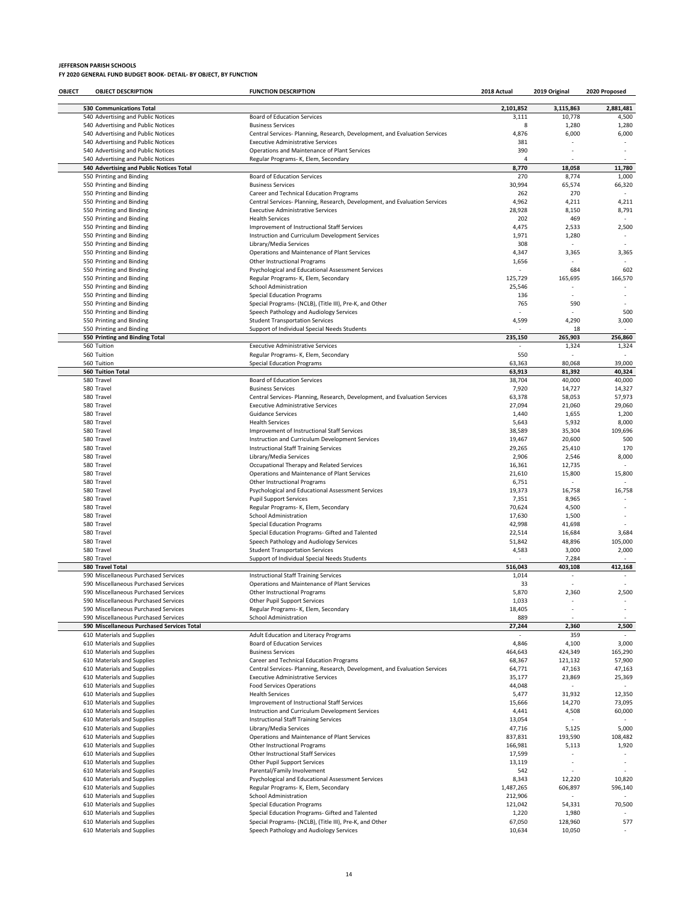**JEFFERSON PARISH SCHOOLS**
**FY 2020 GENERAL FUND BUDGET BOOK- DETAIL- BY OBJECT, BY FUNCTION**

| OBJECT | OBJECT DESCRIPTION | FUNCTION DESCRIPTION | 2018 Actual | 2019 Original | 2020 Proposed |
|---|---|---|---|---|---|
| | **530 Communications Total** | | **2,101,852** | **3,115,863** | **2,881,481** |
| | 540 Advertising and Public Notices | Board of Education Services | 3,111 | 10,778 | 4,500 |
| | 540 Advertising and Public Notices | Business Services | 8 | 1,280 | 1,280 |
| | 540 Advertising and Public Notices | Central Services- Planning, Research, Development, and Evaluation Services | 4,876 | 6,000 | 6,000 |
| | 540 Advertising and Public Notices | Executive Administrative Services | 381 | - | - |
| | 540 Advertising and Public Notices | Operations and Maintenance of Plant Services | 390 | - | - |
| | 540 Advertising and Public Notices | Regular Programs- K, Elem, Secondary | 4 | - | - |
| | **540 Advertising and Public Notices Total** | | **8,770** | **18,058** | **11,780** |
| | 550 Printing and Binding | Board of Education Services | 270 | 8,774 | 1,000 |
| | 550 Printing and Binding | Business Services | 30,994 | 65,574 | 66,320 |
| | 550 Printing and Binding | Career and Technical Education Programs | 262 | 270 | - |
| | 550 Printing and Binding | Central Services- Planning, Research, Development, and Evaluation Services | 4,962 | 4,211 | 4,211 |
| | 550 Printing and Binding | Executive Administrative Services | 28,928 | 8,150 | 8,791 |
| | 550 Printing and Binding | Health Services | 202 | 469 | - |
| | 550 Printing and Binding | Improvement of Instructional Staff Services | 4,475 | 2,533 | 2,500 |
| | 550 Printing and Binding | Instruction and Curriculum Development Services | 1,971 | 1,280 | - |
| | 550 Printing and Binding | Library/Media Services | 308 | - | - |
| | 550 Printing and Binding | Operations and Maintenance of Plant Services | 4,347 | 3,365 | 3,365 |
| | 550 Printing and Binding | Other Instructional Programs | 1,656 | - | - |
| | 550 Printing and Binding | Psychological and Educational Assessment Services | - | 684 | 602 |
| | 550 Printing and Binding | Regular Programs- K, Elem, Secondary | 125,729 | 165,695 | 166,570 |
| | 550 Printing and Binding | School Administration | 25,546 | - | - |
| | 550 Printing and Binding | Special Education Programs | 136 | - | - |
| | 550 Printing and Binding | Special Programs- (NCLB), (Title III), Pre-K, and Other | 765 | 590 | - |
| | 550 Printing and Binding | Speech Pathology and Audiology Services | - | - | 500 |
| | 550 Printing and Binding | Student Transportation Services | 4,599 | 4,290 | 3,000 |
| | 550 Printing and Binding | Support of Individual Special Needs Students | - | 18 | - |
| | **550 Printing and Binding Total** | | **235,150** | **265,903** | **256,860** |
| | 560 Tuition | Executive Administrative Services | - | 1,324 | 1,324 |
| | 560 Tuition | Regular Programs- K, Elem, Secondary | 550 | - | - |
| | 560 Tuition | Special Education Programs | 63,363 | 80,068 | 39,000 |
| | **560 Tuition Total** | | **63,913** | **81,392** | **40,324** |
| | 580 Travel | Board of Education Services | 38,704 | 40,000 | 40,000 |
| | 580 Travel | Business Services | 7,920 | 14,727 | 14,327 |
| | 580 Travel | Central Services- Planning, Research, Development, and Evaluation Services | 63,378 | 58,053 | 57,973 |
| | 580 Travel | Executive Administrative Services | 27,094 | 21,060 | 29,060 |
| | 580 Travel | Guidance Services | 1,440 | 1,655 | 1,200 |
| | 580 Travel | Health Services | 5,643 | 5,932 | 8,000 |
| | 580 Travel | Improvement of Instructional Staff Services | 38,589 | 35,304 | 109,696 |
| | 580 Travel | Instruction and Curriculum Development Services | 19,467 | 20,600 | 500 |
| | 580 Travel | Instructional Staff Training Services | 29,265 | 25,410 | 170 |
| | 580 Travel | Library/Media Services | 2,906 | 2,546 | 8,000 |
| | 580 Travel | Occupational Therapy and Related Services | 16,361 | 12,735 | - |
| | 580 Travel | Operations and Maintenance of Plant Services | 21,610 | 15,800 | 15,800 |
| | 580 Travel | Other Instructional Programs | 6,751 | - | - |
| | 580 Travel | Psychological and Educational Assessment Services | 19,373 | 16,758 | 16,758 |
| | 580 Travel | Pupil Support Services | 7,351 | 8,965 | - |
| | 580 Travel | Regular Programs- K, Elem, Secondary | 70,624 | 4,500 | - |
| | 580 Travel | School Administration | 17,630 | 1,500 | - |
| | 580 Travel | Special Education Programs | 42,998 | 41,698 | - |
| | 580 Travel | Special Education Programs- Gifted and Talented | 22,514 | 16,684 | 3,684 |
| | 580 Travel | Speech Pathology and Audiology Services | 51,842 | 48,896 | 105,000 |
| | 580 Travel | Student Transportation Services | 4,583 | 3,000 | 2,000 |
| | 580 Travel | Support of Individual Special Needs Students | - | 7,284 | - |
| | **580 Travel Total** | | **516,043** | **403,108** | **412,168** |
| | 590 Miscellaneous Purchased Services | Instructional Staff Training Services | 1,014 | - | - |
| | 590 Miscellaneous Purchased Services | Operations and Maintenance of Plant Services | 33 | - | - |
| | 590 Miscellaneous Purchased Services | Other Instructional Programs | 5,870 | 2,360 | 2,500 |
| | 590 Miscellaneous Purchased Services | Other Pupil Support Services | 1,033 | - | - |
| | 590 Miscellaneous Purchased Services | Regular Programs- K, Elem, Secondary | 18,405 | - | - |
| | 590 Miscellaneous Purchased Services | School Administration | 889 | - | - |
| | **590 Miscellaneous Purchased Services Total** | | **27,244** | **2,360** | **2,500** |
| | 610 Materials and Supplies | Adult Education and Literacy Programs | - | 359 | - |
| | 610 Materials and Supplies | Board of Education Services | 4,846 | 4,100 | 3,000 |
| | 610 Materials and Supplies | Business Services | 464,643 | 424,349 | 165,290 |
| | 610 Materials and Supplies | Career and Technical Education Programs | 68,367 | 121,132 | 57,900 |
| | 610 Materials and Supplies | Central Services- Planning, Research, Development, and Evaluation Services | 64,771 | 47,163 | 47,163 |
| | 610 Materials and Supplies | Executive Administrative Services | 35,177 | 23,869 | 25,369 |
| | 610 Materials and Supplies | Food Services Operations | 44,048 | - | - |
| | 610 Materials and Supplies | Health Services | 5,477 | 31,932 | 12,350 |
| | 610 Materials and Supplies | Improvement of Instructional Staff Services | 15,666 | 14,270 | 73,095 |
| | 610 Materials and Supplies | Instruction and Curriculum Development Services | 4,441 | 4,508 | 60,000 |
| | 610 Materials and Supplies | Instructional Staff Training Services | 13,054 | - | - |
| | 610 Materials and Supplies | Library/Media Services | 47,716 | 5,125 | 5,000 |
| | 610 Materials and Supplies | Operations and Maintenance of Plant Services | 837,831 | 193,590 | 108,482 |
| | 610 Materials and Supplies | Other Instructional Programs | 166,981 | 5,113 | 1,920 |
| | 610 Materials and Supplies | Other Instructional Staff Services | 17,599 | - | - |
| | 610 Materials and Supplies | Other Pupil Support Services | 13,119 | - | - |
| | 610 Materials and Supplies | Parental/Family Involvement | 542 | - | - |
| | 610 Materials and Supplies | Psychological and Educational Assessment Services | 8,343 | 12,220 | 10,820 |
| | 610 Materials and Supplies | Regular Programs- K, Elem, Secondary | 1,487,265 | 606,897 | 596,140 |
| | 610 Materials and Supplies | School Administration | 212,906 | - | - |
| | 610 Materials and Supplies | Special Education Programs | 121,042 | 54,331 | 70,500 |
| | 610 Materials and Supplies | Special Education Programs- Gifted and Talented | 1,220 | 1,980 | - |
| | 610 Materials and Supplies | Special Programs- (NCLB), (Title III), Pre-K, and Other | 67,050 | 128,960 | 577 |
| | 610 Materials and Supplies | Speech Pathology and Audiology Services | 10,634 | 10,050 | - |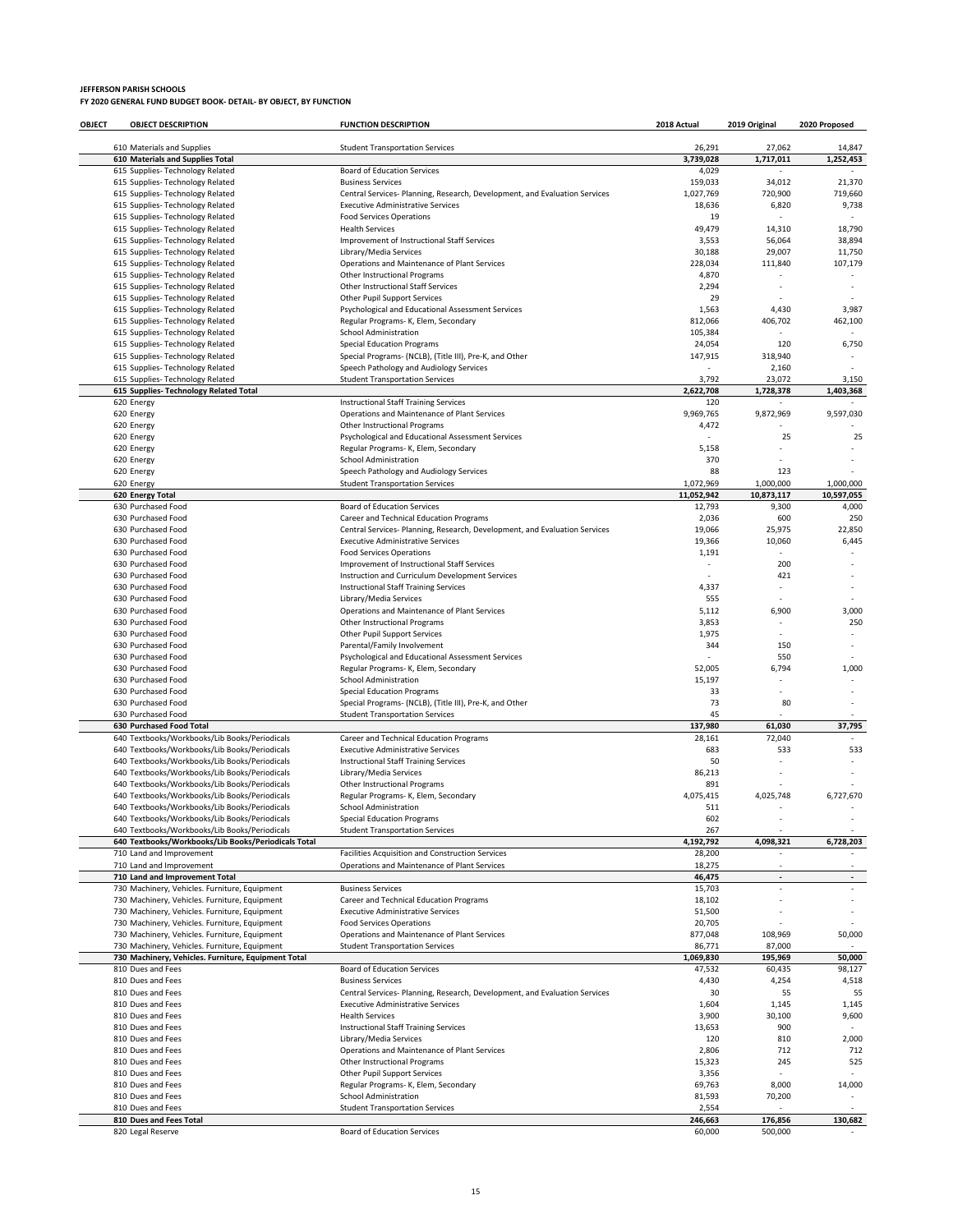**JEFFERSON PARISH SCHOOLS**
**FY 2020 GENERAL FUND BUDGET BOOK- DETAIL- BY OBJECT, BY FUNCTION**

| OBJECT | OBJECT DESCRIPTION | FUNCTION DESCRIPTION | 2018 Actual | 2019 Original | 2020 Proposed |
|---|---|---|---|---|---|
| | 610 Materials and Supplies | Student Transportation Services | 26,291 | 27,062 | 14,847 |
| | **610 Materials and Supplies Total** | | **3,739,028** | **1,717,011** | **1,252,453** |
| | 615 Supplies- Technology Related | Board of Education Services | 4,029 | - | - |
| | 615 Supplies- Technology Related | Business Services | 159,033 | 34,012 | 21,370 |
| | 615 Supplies- Technology Related | Central Services- Planning, Research, Development, and Evaluation Services | 1,027,769 | 720,900 | 719,660 |
| | 615 Supplies- Technology Related | Executive Administrative Services | 18,636 | 6,820 | 9,738 |
| | 615 Supplies- Technology Related | Food Services Operations | 19 | - | - |
| | 615 Supplies- Technology Related | Health Services | 49,479 | 14,310 | 18,790 |
| | 615 Supplies- Technology Related | Improvement of Instructional Staff Services | 3,553 | 56,064 | 38,894 |
| | 615 Supplies- Technology Related | Library/Media Services | 30,188 | 29,007 | 11,750 |
| | 615 Supplies- Technology Related | Operations and Maintenance of Plant Services | 228,034 | 111,840 | 107,179 |
| | 615 Supplies- Technology Related | Other Instructional Programs | 4,870 | - | - |
| | 615 Supplies- Technology Related | Other Instructional Staff Services | 2,294 | - | - |
| | 615 Supplies- Technology Related | Other Pupil Support Services | 29 | - | - |
| | 615 Supplies- Technology Related | Psychological and Educational Assessment Services | 1,563 | 4,430 | 3,987 |
| | 615 Supplies- Technology Related | Regular Programs- K, Elem, Secondary | 812,066 | 406,702 | 462,100 |
| | 615 Supplies- Technology Related | School Administration | 105,384 | - | - |
| | 615 Supplies- Technology Related | Special Education Programs | 24,054 | 120 | 6,750 |
| | 615 Supplies- Technology Related | Special Programs- (NCLB), (Title III), Pre-K, and Other | 147,915 | 318,940 | - |
| | 615 Supplies- Technology Related | Speech Pathology and Audiology Services | - | 2,160 | - |
| | 615 Supplies- Technology Related | Student Transportation Services | 3,792 | 23,072 | 3,150 |
| | **615 Supplies- Technology Related Total** | | **2,622,708** | **1,728,378** | **1,403,368** |
| | 620 Energy | Instructional Staff Training Services | 120 | - | - |
| | 620 Energy | Operations and Maintenance of Plant Services | 9,969,765 | 9,872,969 | 9,597,030 |
| | 620 Energy | Other Instructional Programs | 4,472 | - | - |
| | 620 Energy | Psychological and Educational Assessment Services | - | 25 | 25 |
| | 620 Energy | Regular Programs- K, Elem, Secondary | 5,158 | - | - |
| | 620 Energy | School Administration | 370 | - | - |
| | 620 Energy | Speech Pathology and Audiology Services | 88 | 123 | - |
| | 620 Energy | Student Transportation Services | 1,072,969 | 1,000,000 | 1,000,000 |
| | **620 Energy Total** | | **11,052,942** | **10,873,117** | **10,597,055** |
| | 630 Purchased Food | Board of Education Services | 12,793 | 9,300 | 4,000 |
| | 630 Purchased Food | Career and Technical Education Programs | 2,036 | 600 | 250 |
| | 630 Purchased Food | Central Services- Planning, Research, Development, and Evaluation Services | 19,066 | 25,975 | 22,850 |
| | 630 Purchased Food | Executive Administrative Services | 19,366 | 10,060 | 6,445 |
| | 630 Purchased Food | Food Services Operations | 1,191 | - | - |
| | 630 Purchased Food | Improvement of Instructional Staff Services | - | 200 | - |
| | 630 Purchased Food | Instruction and Curriculum Development Services | - | 421 | - |
| | 630 Purchased Food | Instructional Staff Training Services | 4,337 | - | - |
| | 630 Purchased Food | Library/Media Services | 555 | - | - |
| | 630 Purchased Food | Operations and Maintenance of Plant Services | 5,112 | 6,900 | 3,000 |
| | 630 Purchased Food | Other Instructional Programs | 3,853 | - | 250 |
| | 630 Purchased Food | Other Pupil Support Services | 1,975 | - | - |
| | 630 Purchased Food | Parental/Family Involvement | 344 | 150 | - |
| | 630 Purchased Food | Psychological and Educational Assessment Services | - | 550 | - |
| | 630 Purchased Food | Regular Programs- K, Elem, Secondary | 52,005 | 6,794 | 1,000 |
| | 630 Purchased Food | School Administration | 15,197 | - | - |
| | 630 Purchased Food | Special Education Programs | 33 | - | - |
| | 630 Purchased Food | Special Programs- (NCLB), (Title III), Pre-K, and Other | 73 | 80 | - |
| | 630 Purchased Food | Student Transportation Services | 45 | - | - |
| | **630 Purchased Food Total** | | **137,980** | **61,030** | **37,795** |
| | 640 Textbooks/Workbooks/Lib Books/Periodicals | Career and Technical Education Programs | 28,161 | 72,040 | - |
| | 640 Textbooks/Workbooks/Lib Books/Periodicals | Executive Administrative Services | 683 | 533 | 533 |
| | 640 Textbooks/Workbooks/Lib Books/Periodicals | Instructional Staff Training Services | 50 | - | - |
| | 640 Textbooks/Workbooks/Lib Books/Periodicals | Library/Media Services | 86,213 | - | - |
| | 640 Textbooks/Workbooks/Lib Books/Periodicals | Other Instructional Programs | 891 | - | - |
| | 640 Textbooks/Workbooks/Lib Books/Periodicals | Regular Programs- K, Elem, Secondary | 4,075,415 | 4,025,748 | 6,727,670 |
| | 640 Textbooks/Workbooks/Lib Books/Periodicals | School Administration | 511 | - | - |
| | 640 Textbooks/Workbooks/Lib Books/Periodicals | Special Education Programs | 602 | - | - |
| | 640 Textbooks/Workbooks/Lib Books/Periodicals | Student Transportation Services | 267 | - | - |
| | **640 Textbooks/Workbooks/Lib Books/Periodicals Total** | | **4,192,792** | **4,098,321** | **6,728,203** |
| | 710 Land and Improvement | Facilities Acquisition and Construction Services | 28,200 | - | - |
| | 710 Land and Improvement | Operations and Maintenance of Plant Services | 18,275 | - | - |
| | **710 Land and Improvement Total** | | **46,475** | **-** | **-** |
| | 730 Machinery, Vehicles. Furniture, Equipment | Business Services | 15,703 | - | - |
| | 730 Machinery, Vehicles. Furniture, Equipment | Career and Technical Education Programs | 18,102 | - | - |
| | 730 Machinery, Vehicles. Furniture, Equipment | Executive Administrative Services | 51,500 | - | - |
| | 730 Machinery, Vehicles. Furniture, Equipment | Food Services Operations | 20,705 | - | - |
| | 730 Machinery, Vehicles. Furniture, Equipment | Operations and Maintenance of Plant Services | 877,048 | 108,969 | 50,000 |
| | 730 Machinery, Vehicles. Furniture, Equipment | Student Transportation Services | 86,771 | 87,000 | - |
| | **730 Machinery, Vehicles. Furniture, Equipment Total** | | **1,069,830** | **195,969** | **50,000** |
| | 810 Dues and Fees | Board of Education Services | 47,532 | 60,435 | 98,127 |
| | 810 Dues and Fees | Business Services | 4,430 | 4,254 | 4,518 |
| | 810 Dues and Fees | Central Services- Planning, Research, Development, and Evaluation Services | 30 | 55 | 55 |
| | 810 Dues and Fees | Executive Administrative Services | 1,604 | 1,145 | 1,145 |
| | 810 Dues and Fees | Health Services | 3,900 | 30,100 | 9,600 |
| | 810 Dues and Fees | Instructional Staff Training Services | 13,653 | 900 | - |
| | 810 Dues and Fees | Library/Media Services | 120 | 810 | 2,000 |
| | 810 Dues and Fees | Operations and Maintenance of Plant Services | 2,806 | 712 | 712 |
| | 810 Dues and Fees | Other Instructional Programs | 15,323 | 245 | 525 |
| | 810 Dues and Fees | Other Pupil Support Services | 3,356 | - | - |
| | 810 Dues and Fees | Regular Programs- K, Elem, Secondary | 69,763 | 8,000 | 14,000 |
| | 810 Dues and Fees | School Administration | 81,593 | 70,200 | - |
| | 810 Dues and Fees | Student Transportation Services | 2,554 | - | - |
| | **810 Dues and Fees Total** | | **246,663** | **176,856** | **130,682** |
| | 820 Legal Reserve | Board of Education Services | 60,000 | 500,000 | - |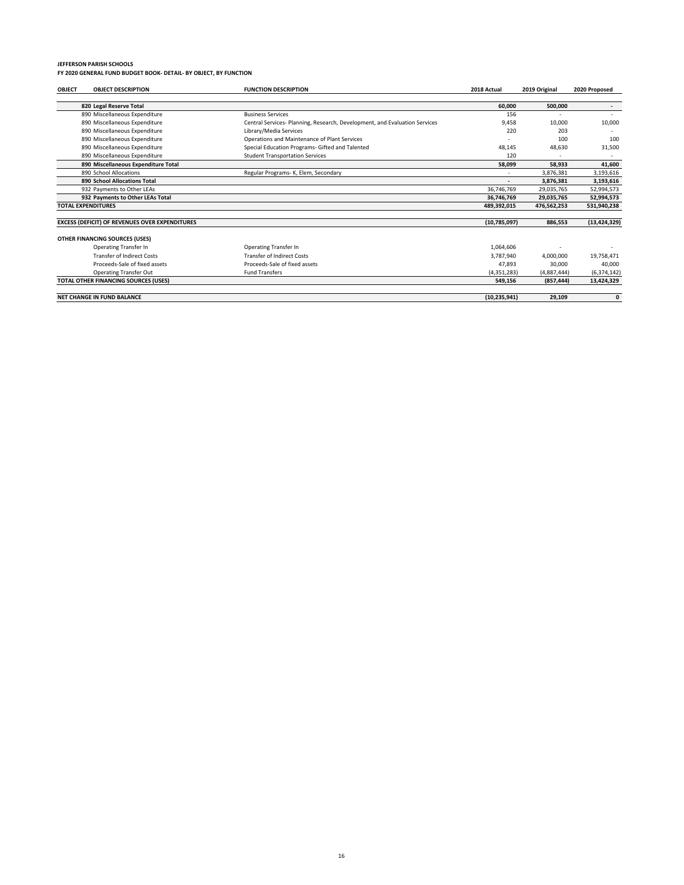**JEFFERSON PARISH SCHOOLS**
**FY 2020 GENERAL FUND BUDGET BOOK- DETAIL- BY OBJECT, BY FUNCTION**

| OBJECT | OBJECT DESCRIPTION | FUNCTION DESCRIPTION | 2018 Actual | 2019 Original | 2020 Proposed |
|---|---|---|---|---|---|
| | **820 Legal Reserve Total** | | **60,000** | **500,000** | **-** |
| | 890 Miscellaneous Expenditure | Business Services | 156 | - | - |
| | 890 Miscellaneous Expenditure | Central Services- Planning, Research, Development, and Evaluation Services | 9,458 | 10,000 | 10,000 |
| | 890 Miscellaneous Expenditure | Library/Media Services | 220 | 203 | - |
| | 890 Miscellaneous Expenditure | Operations and Maintenance of Plant Services | - | 100 | 100 |
| | 890 Miscellaneous Expenditure | Special Education Programs- Gifted and Talented | 48,145 | 48,630 | 31,500 |
| | 890 Miscellaneous Expenditure | Student Transportation Services | 120 | - | - |
| | **890 Miscellaneous Expenditure Total** | | **58,099** | **58,933** | **41,600** |
| | 890 School Allocations | Regular Programs- K, Elem, Secondary | - | 3,876,381 | 3,193,616 |
| | **890 School Allocations Total** | | **-** | **3,876,381** | **3,193,616** |
| | 932 Payments to Other LEAs | | 36,746,769 | 29,035,765 | 52,994,573 |
| | **932 Payments to Other LEAs Total** | | **36,746,769** | **29,035,765** | **52,994,573** |
| **TOTAL EXPENDITURES** | | | **489,392,015** | **476,562,253** | **531,940,238** |
| | | | | | |
| **EXCESS (DEFICIT) OF REVENUES OVER EXPENDITURES** | | | **(10,785,097)** | **886,553** | **(13,424,329)** |
| | | | | | |
| **OTHER FINANCING SOURCES (USES)** | | | | | |
| | Operating Transfer In | Operating Transfer In | 1,064,606 | - | - |
| | Transfer of Indirect Costs | Transfer of Indirect Costs | 3,787,940 | 4,000,000 | 19,758,471 |
| | Proceeds-Sale of fixed assets | Proceeds-Sale of fixed assets | 47,893 | 30,000 | 40,000 |
| | Operating Transfer Out | Fund Transfers | (4,351,283) | (4,887,444) | (6,374,142) |
| **TOTAL OTHER FINANCING SOURCES (USES)** | | | **549,156** | **(857,444)** | **13,424,329** |
| | | | | | |
| **NET CHANGE IN FUND BALANCE** | | | **(10,235,941)** | **29,109** | **0** |